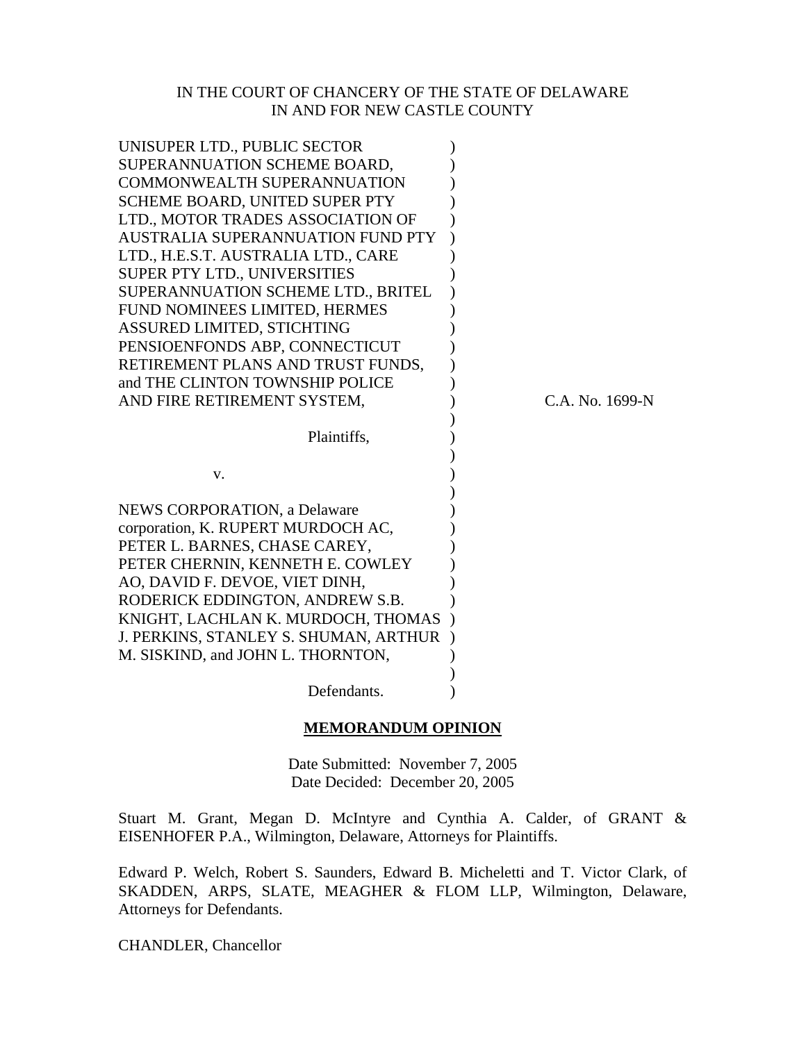IN THE COURT OF CHANCERY OF THE STATE OF DELAWARE
IN AND FOR NEW CASTLE COUNTY

UNISUPER LTD., PUBLIC SECTOR SUPERANNUATION SCHEME BOARD, COMMONWEALTH SUPERANNUATION SCHEME BOARD, UNITED SUPER PTY LTD., MOTOR TRADES ASSOCIATION OF AUSTRALIA SUPERANNUATION FUND PTY LTD., H.E.S.T. AUSTRALIA LTD., CARE SUPER PTY LTD., UNIVERSITIES SUPERANNUATION SCHEME LTD., BRITEL FUND NOMINEES LIMITED, HERMES ASSURED LIMITED, STICHTING PENSIOENFONDS ABP, CONNECTICUT RETIREMENT PLANS AND TRUST FUNDS, and THE CLINTON TOWNSHIP POLICE AND FIRE RETIREMENT SYSTEM,

Plaintiffs,

v.

NEWS CORPORATION, a Delaware corporation, K. RUPERT MURDOCH AC, PETER L. BARNES, CHASE CAREY, PETER CHERNIN, KENNETH E. COWLEY AO, DAVID F. DEVOE, VIET DINH, RODERICK EDDINGTON, ANDREW S.B. KNIGHT, LACHLAN K. MURDOCH, THOMAS J. PERKINS, STANLEY S. SHUMAN, ARTHUR M. SISKIND, and JOHN L. THORNTON,

Defendants.

C.A. No. 1699-N

**MEMORANDUM OPINION**

Date Submitted: November 7, 2005
Date Decided: December 20, 2005

Stuart M. Grant, Megan D. McIntyre and Cynthia A. Calder, of GRANT & EISENHOFER P.A., Wilmington, Delaware, Attorneys for Plaintiffs.

Edward P. Welch, Robert S. Saunders, Edward B. Micheletti and T. Victor Clark, of SKADDEN, ARPS, SLATE, MEAGHER & FLOM LLP, Wilmington, Delaware, Attorneys for Defendants.

CHANDLER, Chancellor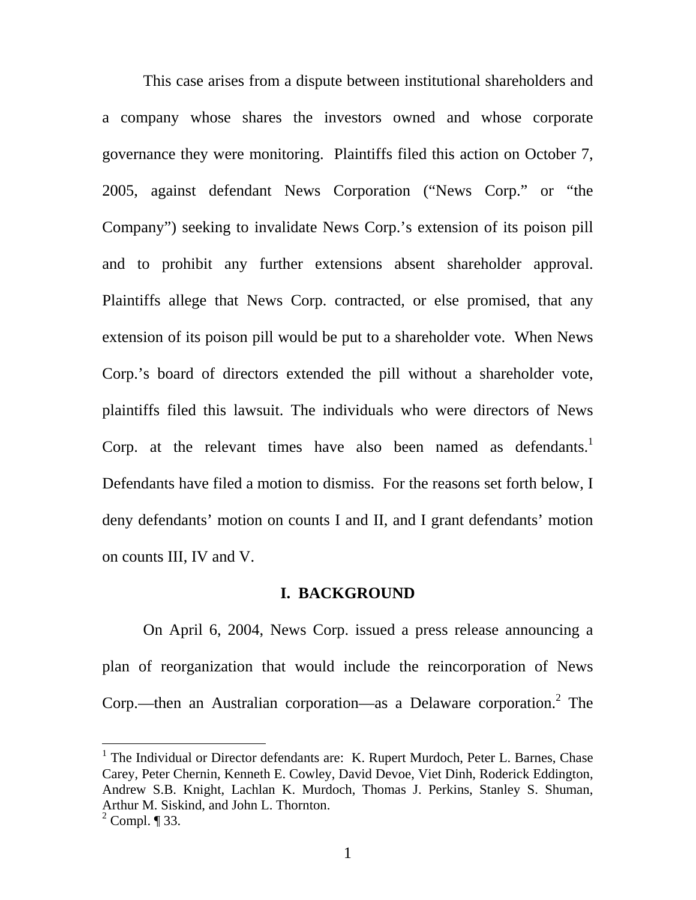This case arises from a dispute between institutional shareholders and a company whose shares the investors owned and whose corporate governance they were monitoring. Plaintiffs filed this action on October 7, 2005, against defendant News Corporation ("News Corp." or "the Company") seeking to invalidate News Corp.'s extension of its poison pill and to prohibit any further extensions absent shareholder approval. Plaintiffs allege that News Corp. contracted, or else promised, that any extension of its poison pill would be put to a shareholder vote. When News Corp.'s board of directors extended the pill without a shareholder vote, plaintiffs filed this lawsuit. The individuals who were directors of News Corp. at the relevant times have also been named as defendants.[1] Defendants have filed a motion to dismiss. For the reasons set forth below, I deny defendants' motion on counts I and II, and I grant defendants' motion on counts III, IV and V.

## I. BACKGROUND

On April 6, 2004, News Corp. issued a press release announcing a plan of reorganization that would include the reincorporation of News Corp.—then an Australian corporation—as a Delaware corporation.[2] The

---

[1] The Individual or Director defendants are: K. Rupert Murdoch, Peter L. Barnes, Chase Carey, Peter Chernin, Kenneth E. Cowley, David Devoe, Viet Dinh, Roderick Eddington, Andrew S.B. Knight, Lachlan K. Murdoch, Thomas J. Perkins, Stanley S. Shuman, Arthur M. Siskind, and John L. Thornton.

[2] Compl. ¶ 33.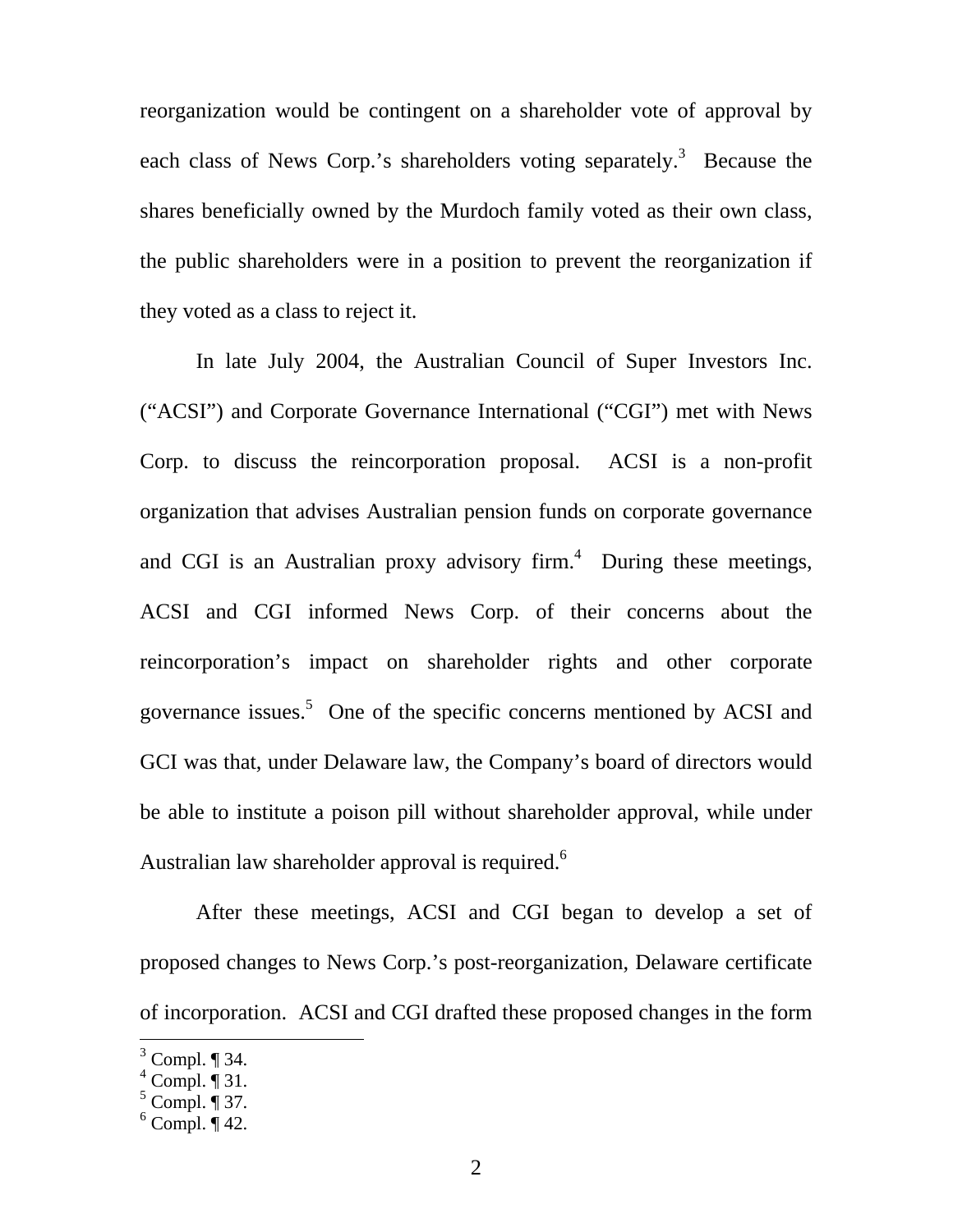reorganization would be contingent on a shareholder vote of approval by each class of News Corp.'s shareholders voting separately.[3] Because the shares beneficially owned by the Murdoch family voted as their own class, the public shareholders were in a position to prevent the reorganization if they voted as a class to reject it.

In late July 2004, the Australian Council of Super Investors Inc. ("ACSI") and Corporate Governance International ("CGI") met with News Corp. to discuss the reincorporation proposal. ACSI is a non-profit organization that advises Australian pension funds on corporate governance and CGI is an Australian proxy advisory firm.[4] During these meetings, ACSI and CGI informed News Corp. of their concerns about the reincorporation's impact on shareholder rights and other corporate governance issues.[5] One of the specific concerns mentioned by ACSI and GCI was that, under Delaware law, the Company's board of directors would be able to institute a poison pill without shareholder approval, while under Australian law shareholder approval is required.[6]

After these meetings, ACSI and CGI began to develop a set of proposed changes to News Corp.'s post-reorganization, Delaware certificate of incorporation. ACSI and CGI drafted these proposed changes in the form

---

[3] Compl. ¶ 34.
[4] Compl. ¶ 31.
[5] Compl. ¶ 37.
[6] Compl. ¶ 42.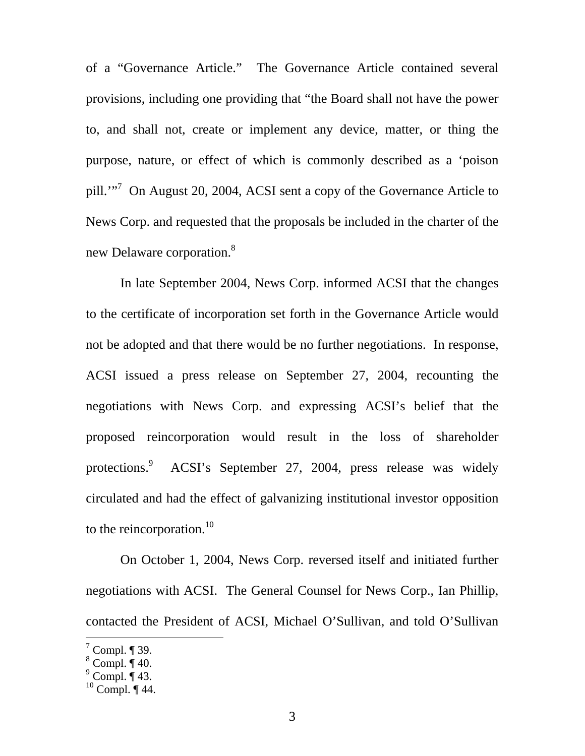of a "Governance Article." The Governance Article contained several provisions, including one providing that "the Board shall not have the power to, and shall not, create or implement any device, matter, or thing the purpose, nature, or effect of which is commonly described as a 'poison pill.'"[7] On August 20, 2004, ACSI sent a copy of the Governance Article to News Corp. and requested that the proposals be included in the charter of the new Delaware corporation.[8]

In late September 2004, News Corp. informed ACSI that the changes to the certificate of incorporation set forth in the Governance Article would not be adopted and that there would be no further negotiations. In response, ACSI issued a press release on September 27, 2004, recounting the negotiations with News Corp. and expressing ACSI's belief that the proposed reincorporation would result in the loss of shareholder protections.[9] ACSI's September 27, 2004, press release was widely circulated and had the effect of galvanizing institutional investor opposition to the reincorporation.[10]

On October 1, 2004, News Corp. reversed itself and initiated further negotiations with ACSI. The General Counsel for News Corp., Ian Phillip, contacted the President of ACSI, Michael O'Sullivan, and told O'Sullivan

---

[7] Compl. ¶ 39.
[8] Compl. ¶ 40.
[9] Compl. ¶ 43.
[10] Compl. ¶ 44.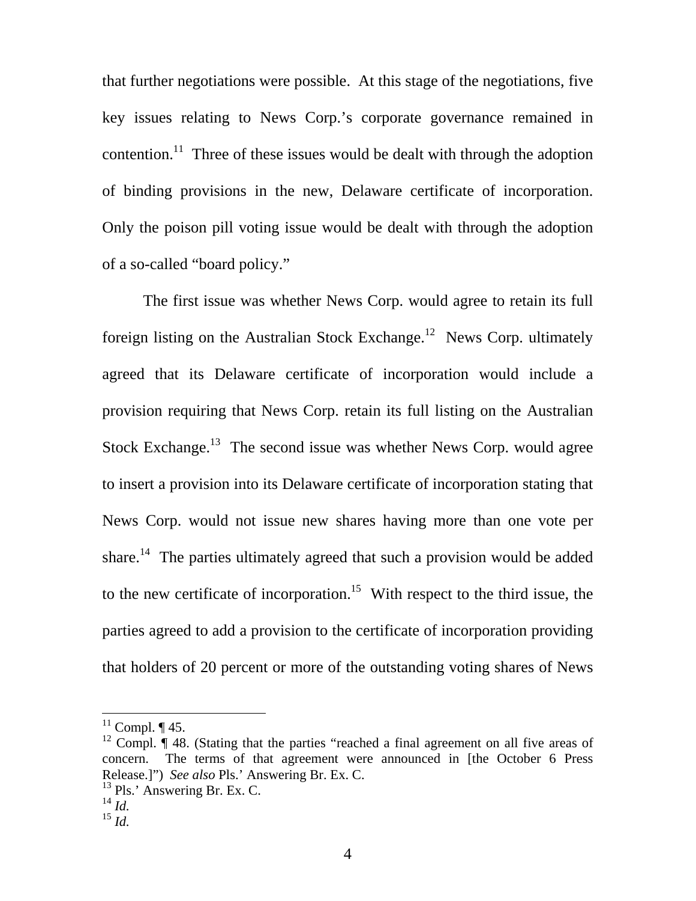that further negotiations were possible. At this stage of the negotiations, five key issues relating to News Corp.'s corporate governance remained in contention.[11] Three of these issues would be dealt with through the adoption of binding provisions in the new, Delaware certificate of incorporation. Only the poison pill voting issue would be dealt with through the adoption of a so-called "board policy."

The first issue was whether News Corp. would agree to retain its full foreign listing on the Australian Stock Exchange.[12] News Corp. ultimately agreed that its Delaware certificate of incorporation would include a provision requiring that News Corp. retain its full listing on the Australian Stock Exchange.[13] The second issue was whether News Corp. would agree to insert a provision into its Delaware certificate of incorporation stating that News Corp. would not issue new shares having more than one vote per share.[14] The parties ultimately agreed that such a provision would be added to the new certificate of incorporation.[15] With respect to the third issue, the parties agreed to add a provision to the certificate of incorporation providing that holders of 20 percent or more of the outstanding voting shares of News

---

[11] Compl. ¶ 45.

[12] Compl. ¶ 48. (Stating that the parties "reached a final agreement on all five areas of concern. The terms of that agreement were announced in [the October 6 Press Release.]") *See also* Pls.' Answering Br. Ex. C.

[13] Pls.' Answering Br. Ex. C.

[14] *Id.*

[15] *Id.*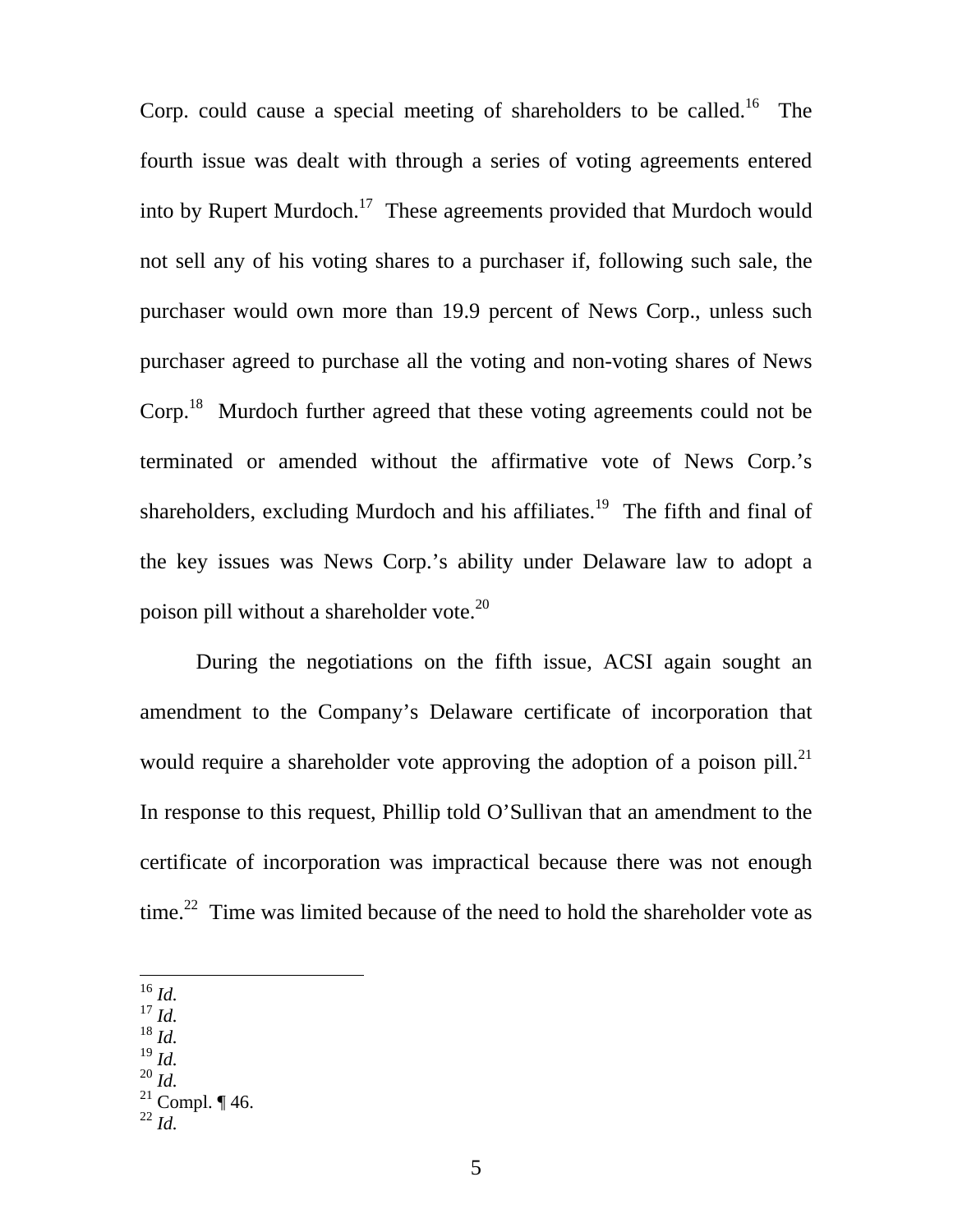Corp. could cause a special meeting of shareholders to be called.[16] The fourth issue was dealt with through a series of voting agreements entered into by Rupert Murdoch.[17] These agreements provided that Murdoch would not sell any of his voting shares to a purchaser if, following such sale, the purchaser would own more than 19.9 percent of News Corp., unless such purchaser agreed to purchase all the voting and non-voting shares of News Corp.[18] Murdoch further agreed that these voting agreements could not be terminated or amended without the affirmative vote of News Corp.'s shareholders, excluding Murdoch and his affiliates.[19] The fifth and final of the key issues was News Corp.'s ability under Delaware law to adopt a poison pill without a shareholder vote.[20]

During the negotiations on the fifth issue, ACSI again sought an amendment to the Company's Delaware certificate of incorporation that would require a shareholder vote approving the adoption of a poison pill.[21] In response to this request, Phillip told O'Sullivan that an amendment to the certificate of incorporation was impractical because there was not enough time.[22] Time was limited because of the need to hold the shareholder vote as

---

[16] *Id.*
[17] *Id.*
[18] *Id.*
[19] *Id.*
[20] *Id.*
[21] Compl. ¶ 46.
[22] *Id.*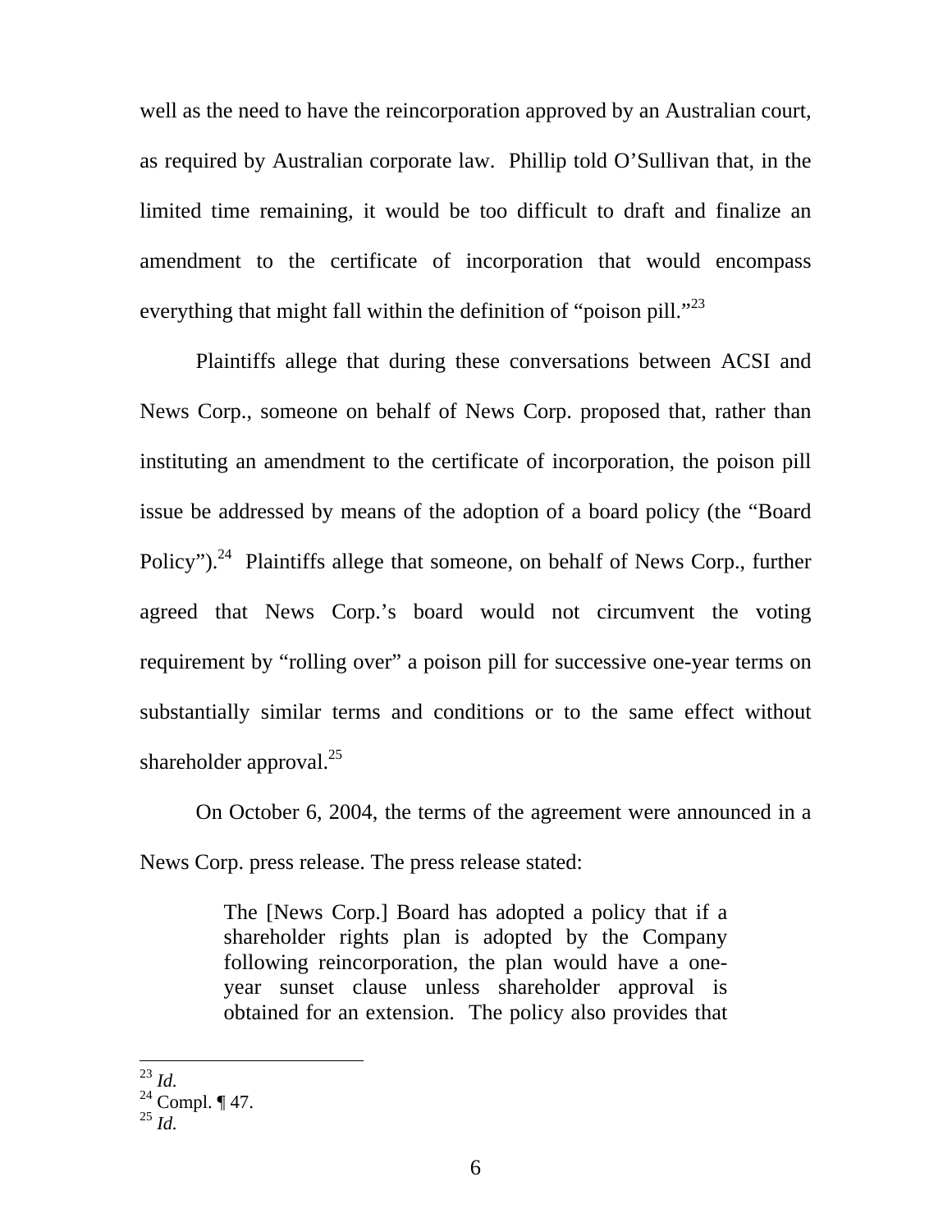well as the need to have the reincorporation approved by an Australian court, as required by Australian corporate law. Phillip told O'Sullivan that, in the limited time remaining, it would be too difficult to draft and finalize an amendment to the certificate of incorporation that would encompass everything that might fall within the definition of "poison pill."[23]

Plaintiffs allege that during these conversations between ACSI and News Corp., someone on behalf of News Corp. proposed that, rather than instituting an amendment to the certificate of incorporation, the poison pill issue be addressed by means of the adoption of a board policy (the "Board Policy").[24] Plaintiffs allege that someone, on behalf of News Corp., further agreed that News Corp.'s board would not circumvent the voting requirement by "rolling over" a poison pill for successive one-year terms on substantially similar terms and conditions or to the same effect without shareholder approval.[25]

On October 6, 2004, the terms of the agreement were announced in a News Corp. press release. The press release stated:

> The [News Corp.] Board has adopted a policy that if a shareholder rights plan is adopted by the Company following reincorporation, the plan would have a one-year sunset clause unless shareholder approval is obtained for an extension. The policy also provides that

---

[23] *Id.*

[24] Compl. ¶ 47.

[25] *Id.*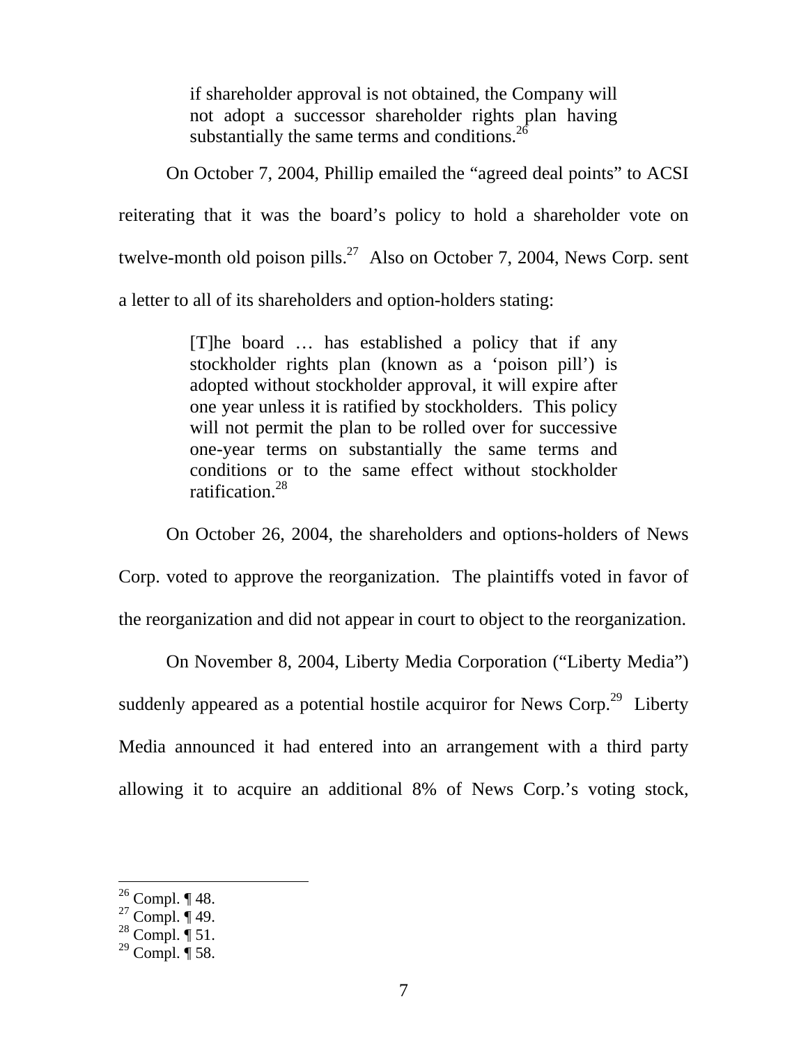> if shareholder approval is not obtained, the Company will not adopt a successor shareholder rights plan having substantially the same terms and conditions.[26]

On October 7, 2004, Phillip emailed the "agreed deal points" to ACSI reiterating that it was the board's policy to hold a shareholder vote on twelve-month old poison pills.[27] Also on October 7, 2004, News Corp. sent a letter to all of its shareholders and option-holders stating:

> [T]he board … has established a policy that if any stockholder rights plan (known as a 'poison pill') is adopted without stockholder approval, it will expire after one year unless it is ratified by stockholders. This policy will not permit the plan to be rolled over for successive one-year terms on substantially the same terms and conditions or to the same effect without stockholder ratification.[28]

On October 26, 2004, the shareholders and options-holders of News Corp. voted to approve the reorganization. The plaintiffs voted in favor of the reorganization and did not appear in court to object to the reorganization.

On November 8, 2004, Liberty Media Corporation ("Liberty Media") suddenly appeared as a potential hostile acquiror for News Corp.[29] Liberty Media announced it had entered into an arrangement with a third party allowing it to acquire an additional 8% of News Corp.'s voting stock,

---

[26] Compl. ¶ 48.
[27] Compl. ¶ 49.
[28] Compl. ¶ 51.
[29] Compl. ¶ 58.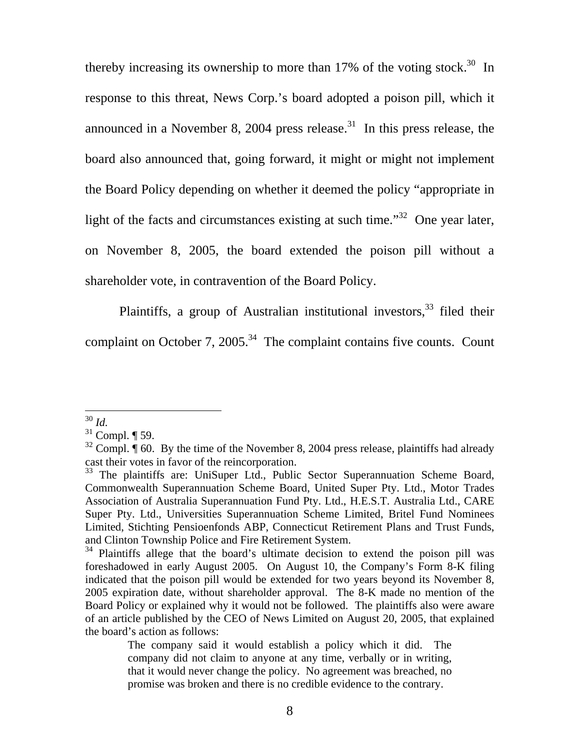thereby increasing its ownership to more than 17% of the voting stock.[30] In response to this threat, News Corp.'s board adopted a poison pill, which it announced in a November 8, 2004 press release.[31] In this press release, the board also announced that, going forward, it might or might not implement the Board Policy depending on whether it deemed the policy "appropriate in light of the facts and circumstances existing at such time."[32] One year later, on November 8, 2005, the board extended the poison pill without a shareholder vote, in contravention of the Board Policy.

Plaintiffs, a group of Australian institutional investors,[33] filed their complaint on October 7, 2005.[34] The complaint contains five counts. Count

---

[30] *Id.*

[31] Compl. ¶ 59.

[32] Compl. ¶ 60. By the time of the November 8, 2004 press release, plaintiffs had already cast their votes in favor of the reincorporation.

[33] The plaintiffs are: UniSuper Ltd., Public Sector Superannuation Scheme Board, Commonwealth Superannuation Scheme Board, United Super Pty. Ltd., Motor Trades Association of Australia Superannuation Fund Pty. Ltd., H.E.S.T. Australia Ltd., CARE Super Pty. Ltd., Universities Superannuation Scheme Limited, Britel Fund Nominees Limited, Stichting Pensioenfonds ABP, Connecticut Retirement Plans and Trust Funds, and Clinton Township Police and Fire Retirement System.

[34] Plaintiffs allege that the board's ultimate decision to extend the poison pill was foreshadowed in early August 2005. On August 10, the Company's Form 8-K filing indicated that the poison pill would be extended for two years beyond its November 8, 2005 expiration date, without shareholder approval. The 8-K made no mention of the Board Policy or explained why it would not be followed. The plaintiffs also were aware of an article published by the CEO of News Limited on August 20, 2005, that explained the board's action as follows:

> The company said it would establish a policy which it did. The company did not claim to anyone at any time, verbally or in writing, that it would never change the policy. No agreement was breached, no promise was broken and there is no credible evidence to the contrary.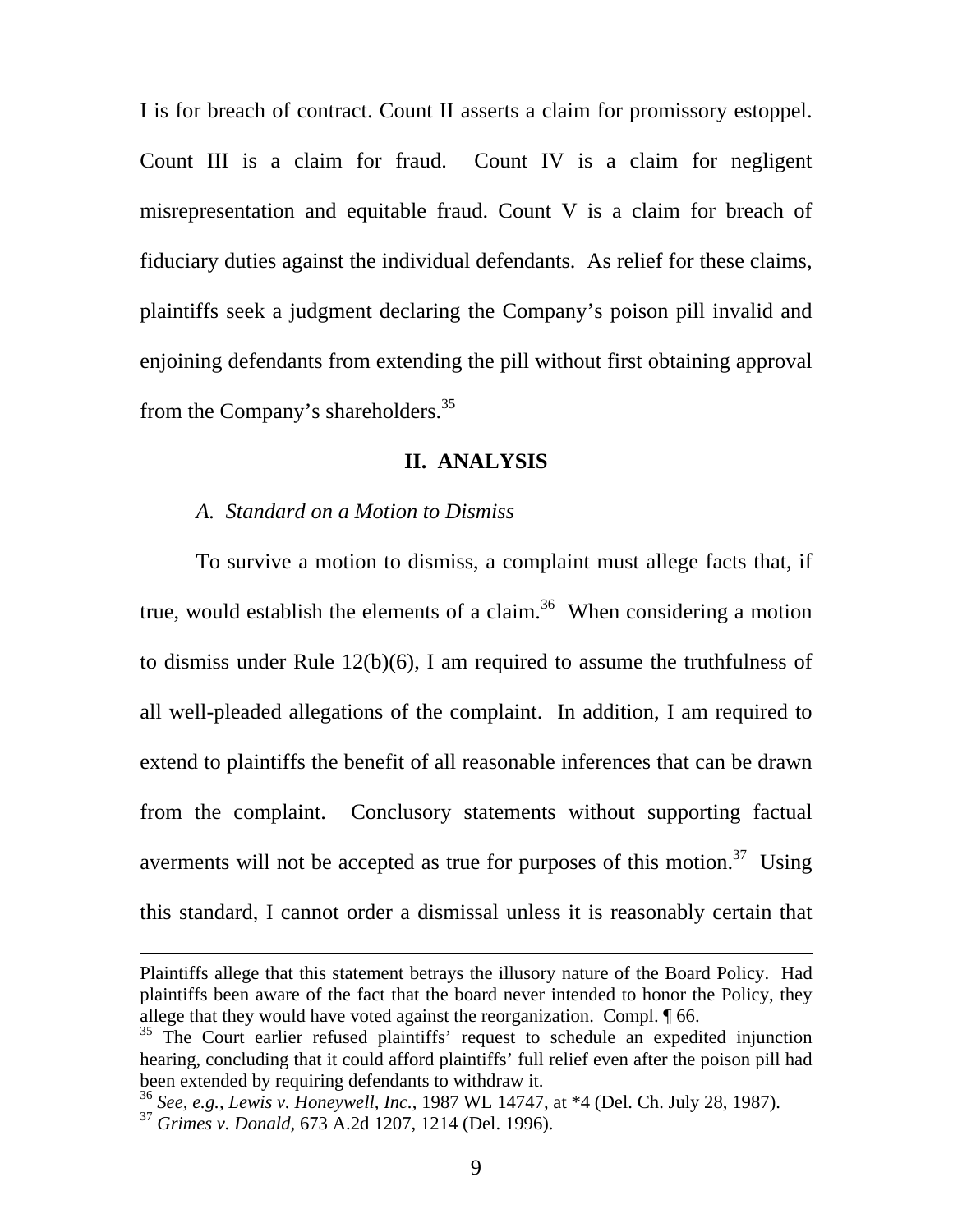I is for breach of contract. Count II asserts a claim for promissory estoppel. Count III is a claim for fraud. Count IV is a claim for negligent misrepresentation and equitable fraud. Count V is a claim for breach of fiduciary duties against the individual defendants. As relief for these claims, plaintiffs seek a judgment declaring the Company's poison pill invalid and enjoining defendants from extending the pill without first obtaining approval from the Company's shareholders.[35]

## II. ANALYSIS

### *A. Standard on a Motion to Dismiss*

To survive a motion to dismiss, a complaint must allege facts that, if true, would establish the elements of a claim.[36] When considering a motion to dismiss under Rule 12(b)(6), I am required to assume the truthfulness of all well-pleaded allegations of the complaint. In addition, I am required to extend to plaintiffs the benefit of all reasonable inferences that can be drawn from the complaint. Conclusory statements without supporting factual averments will not be accepted as true for purposes of this motion.[37] Using this standard, I cannot order a dismissal unless it is reasonably certain that

---

Plaintiffs allege that this statement betrays the illusory nature of the Board Policy. Had plaintiffs been aware of the fact that the board never intended to honor the Policy, they allege that they would have voted against the reorganization. Compl. ¶ 66.

[35] The Court earlier refused plaintiffs' request to schedule an expedited injunction hearing, concluding that it could afford plaintiffs' full relief even after the poison pill had been extended by requiring defendants to withdraw it.

[36] *See, e.g., Lewis v. Honeywell, Inc.,* 1987 WL 14747, at *4 (Del. Ch. July 28, 1987).

[37] *Grimes v. Donald,* 673 A.2d 1207, 1214 (Del. 1996).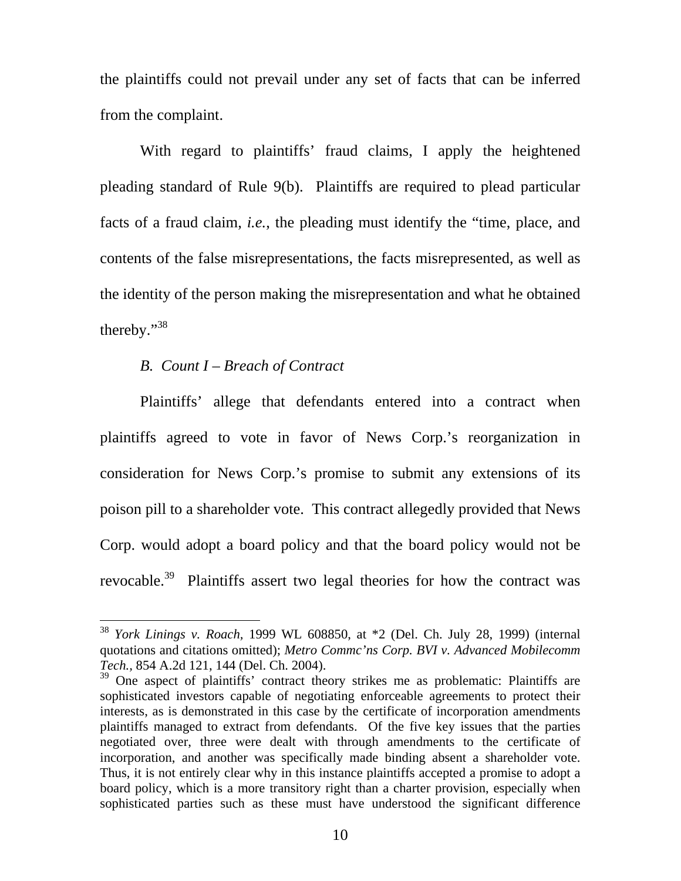the plaintiffs could not prevail under any set of facts that can be inferred from the complaint.

With regard to plaintiffs' fraud claims, I apply the heightened pleading standard of Rule 9(b). Plaintiffs are required to plead particular facts of a fraud claim, *i.e.*, the pleading must identify the "time, place, and contents of the false misrepresentations, the facts misrepresented, as well as the identity of the person making the misrepresentation and what he obtained thereby."[38]

*B. Count I – Breach of Contract*

Plaintiffs' allege that defendants entered into a contract when plaintiffs agreed to vote in favor of News Corp.'s reorganization in consideration for News Corp.'s promise to submit any extensions of its poison pill to a shareholder vote. This contract allegedly provided that News Corp. would adopt a board policy and that the board policy would not be revocable.[39] Plaintiffs assert two legal theories for how the contract was

---

[38] *York Linings v. Roach*, 1999 WL 608850, at *2 (Del. Ch. July 28, 1999) (internal quotations and citations omitted); *Metro Commc'ns Corp. BVI v. Advanced Mobilecomm Tech.*, 854 A.2d 121, 144 (Del. Ch. 2004).

[39] One aspect of plaintiffs' contract theory strikes me as problematic: Plaintiffs are sophisticated investors capable of negotiating enforceable agreements to protect their interests, as is demonstrated in this case by the certificate of incorporation amendments plaintiffs managed to extract from defendants. Of the five key issues that the parties negotiated over, three were dealt with through amendments to the certificate of incorporation, and another was specifically made binding absent a shareholder vote. Thus, it is not entirely clear why in this instance plaintiffs accepted a promise to adopt a board policy, which is a more transitory right than a charter provision, especially when sophisticated parties such as these must have understood the significant difference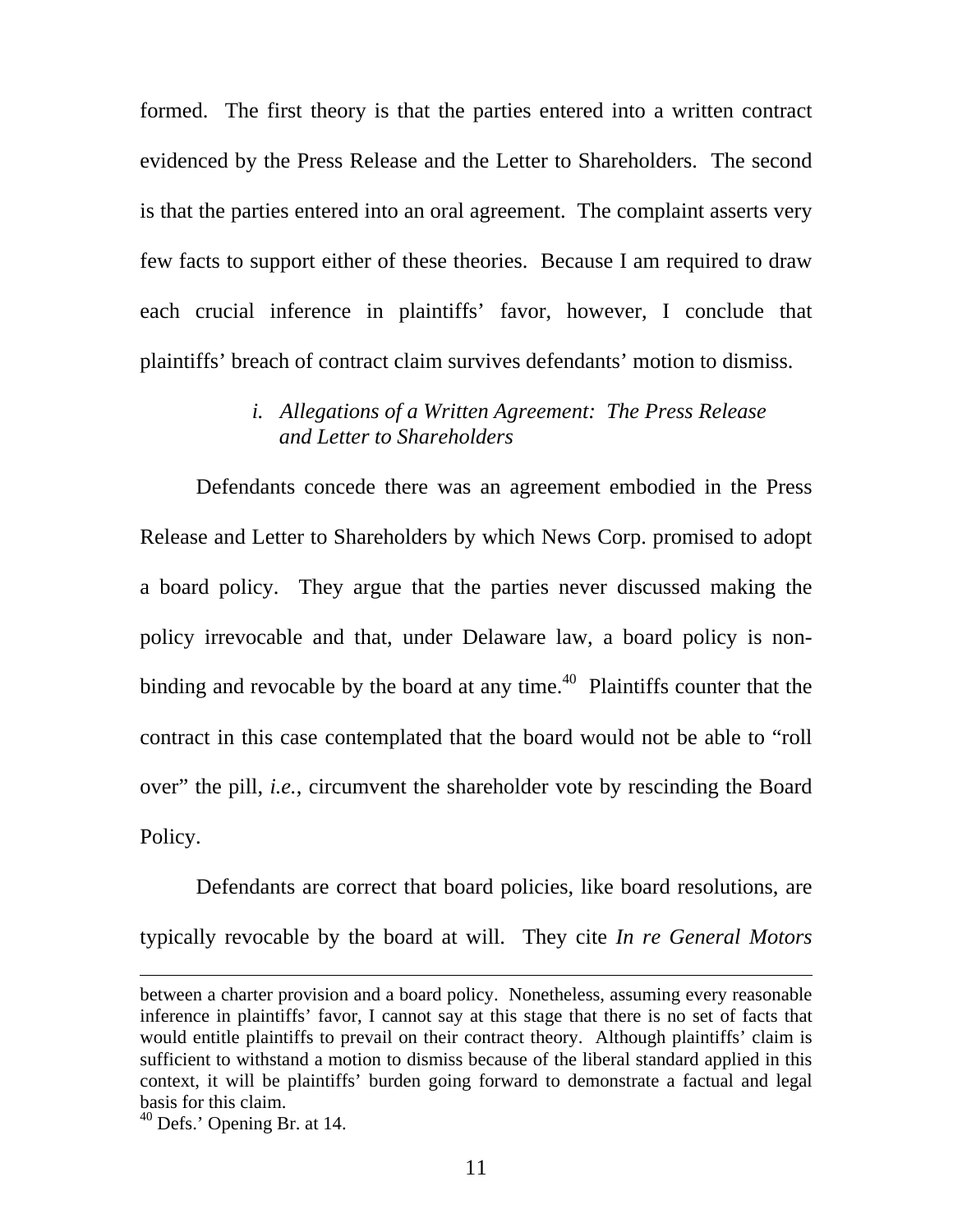formed. The first theory is that the parties entered into a written contract evidenced by the Press Release and the Letter to Shareholders. The second is that the parties entered into an oral agreement. The complaint asserts very few facts to support either of these theories. Because I am required to draw each crucial inference in plaintiffs' favor, however, I conclude that plaintiffs' breach of contract claim survives defendants' motion to dismiss.

#### *i. Allegations of a Written Agreement: The Press Release and Letter to Shareholders*

Defendants concede there was an agreement embodied in the Press Release and Letter to Shareholders by which News Corp. promised to adopt a board policy. They argue that the parties never discussed making the policy irrevocable and that, under Delaware law, a board policy is non-binding and revocable by the board at any time.[40] Plaintiffs counter that the contract in this case contemplated that the board would not be able to "roll over" the pill, *i.e.*, circumvent the shareholder vote by rescinding the Board Policy.

Defendants are correct that board policies, like board resolutions, are typically revocable by the board at will. They cite *In re General Motors*

---

between a charter provision and a board policy. Nonetheless, assuming every reasonable inference in plaintiffs' favor, I cannot say at this stage that there is no set of facts that would entitle plaintiffs to prevail on their contract theory. Although plaintiffs' claim is sufficient to withstand a motion to dismiss because of the liberal standard applied in this context, it will be plaintiffs' burden going forward to demonstrate a factual and legal basis for this claim.

[40] Defs.' Opening Br. at 14.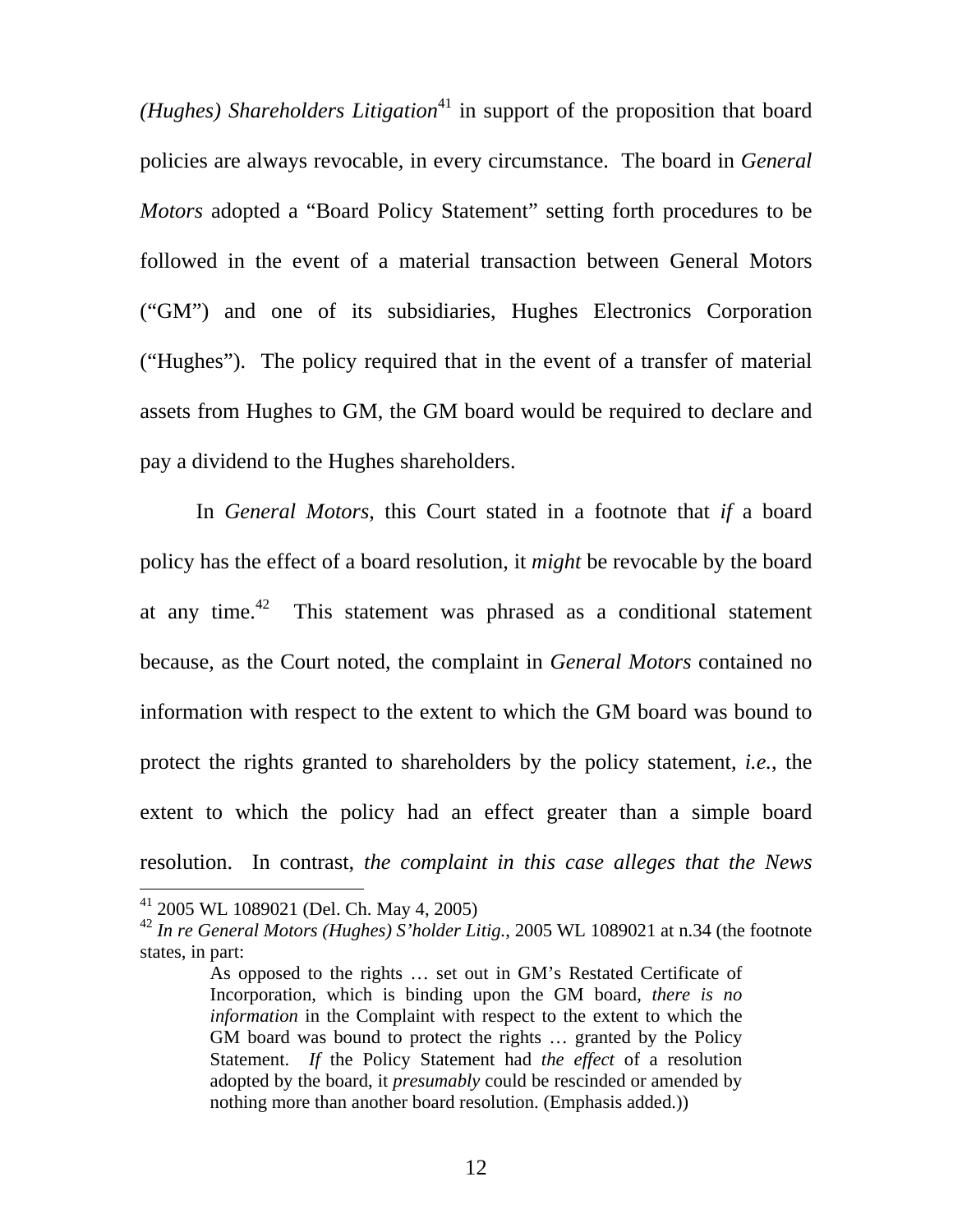*(Hughes) Shareholders Litigation*[41] in support of the proposition that board policies are always revocable, in every circumstance. The board in *General Motors* adopted a "Board Policy Statement" setting forth procedures to be followed in the event of a material transaction between General Motors ("GM") and one of its subsidiaries, Hughes Electronics Corporation ("Hughes"). The policy required that in the event of a transfer of material assets from Hughes to GM, the GM board would be required to declare and pay a dividend to the Hughes shareholders.

In *General Motors,* this Court stated in a footnote that *if* a board policy has the effect of a board resolution, it *might* be revocable by the board at any time.[42] This statement was phrased as a conditional statement because, as the Court noted, the complaint in *General Motors* contained no information with respect to the extent to which the GM board was bound to protect the rights granted to shareholders by the policy statement, *i.e.*, the extent to which the policy had an effect greater than a simple board resolution. In contrast, *the complaint in this case alleges that the News*

---

[41] 2005 WL 1089021 (Del. Ch. May 4, 2005)

[42] *In re General Motors (Hughes) S'holder Litig.*, 2005 WL 1089021 at n.34 (the footnote states, in part:

> As opposed to the rights … set out in GM's Restated Certificate of Incorporation, which is binding upon the GM board, *there is no information* in the Complaint with respect to the extent to which the GM board was bound to protect the rights … granted by the Policy Statement. *If* the Policy Statement had *the effect* of a resolution adopted by the board, it *presumably* could be rescinded or amended by nothing more than another board resolution. (Emphasis added.))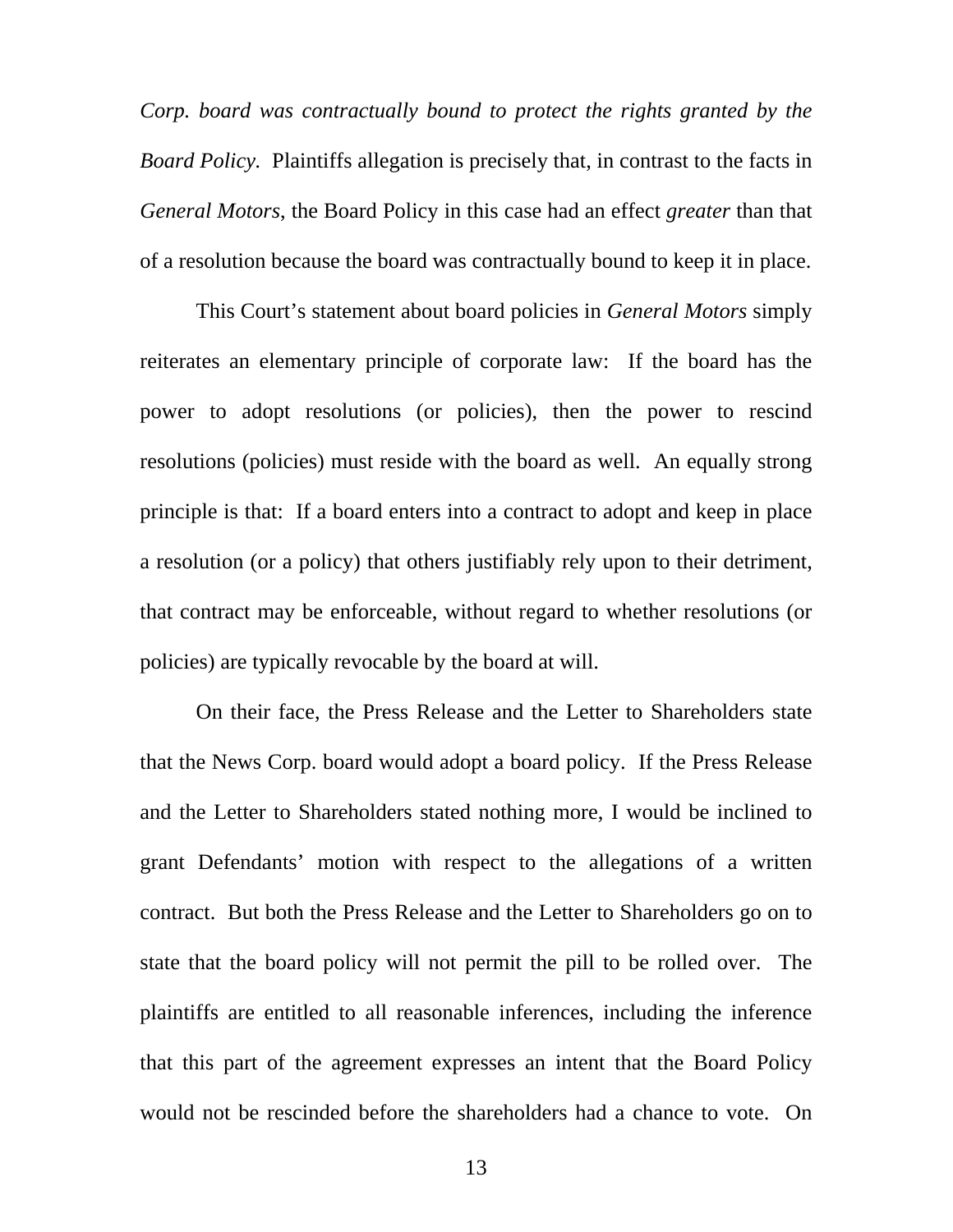*Corp. board was contractually bound to protect the rights granted by the Board Policy.* Plaintiffs allegation is precisely that, in contrast to the facts in *General Motors*, the Board Policy in this case had an effect *greater* than that of a resolution because the board was contractually bound to keep it in place.

This Court's statement about board policies in *General Motors* simply reiterates an elementary principle of corporate law: If the board has the power to adopt resolutions (or policies), then the power to rescind resolutions (policies) must reside with the board as well. An equally strong principle is that: If a board enters into a contract to adopt and keep in place a resolution (or a policy) that others justifiably rely upon to their detriment, that contract may be enforceable, without regard to whether resolutions (or policies) are typically revocable by the board at will.

On their face, the Press Release and the Letter to Shareholders state that the News Corp. board would adopt a board policy. If the Press Release and the Letter to Shareholders stated nothing more, I would be inclined to grant Defendants' motion with respect to the allegations of a written contract. But both the Press Release and the Letter to Shareholders go on to state that the board policy will not permit the pill to be rolled over. The plaintiffs are entitled to all reasonable inferences, including the inference that this part of the agreement expresses an intent that the Board Policy would not be rescinded before the shareholders had a chance to vote. On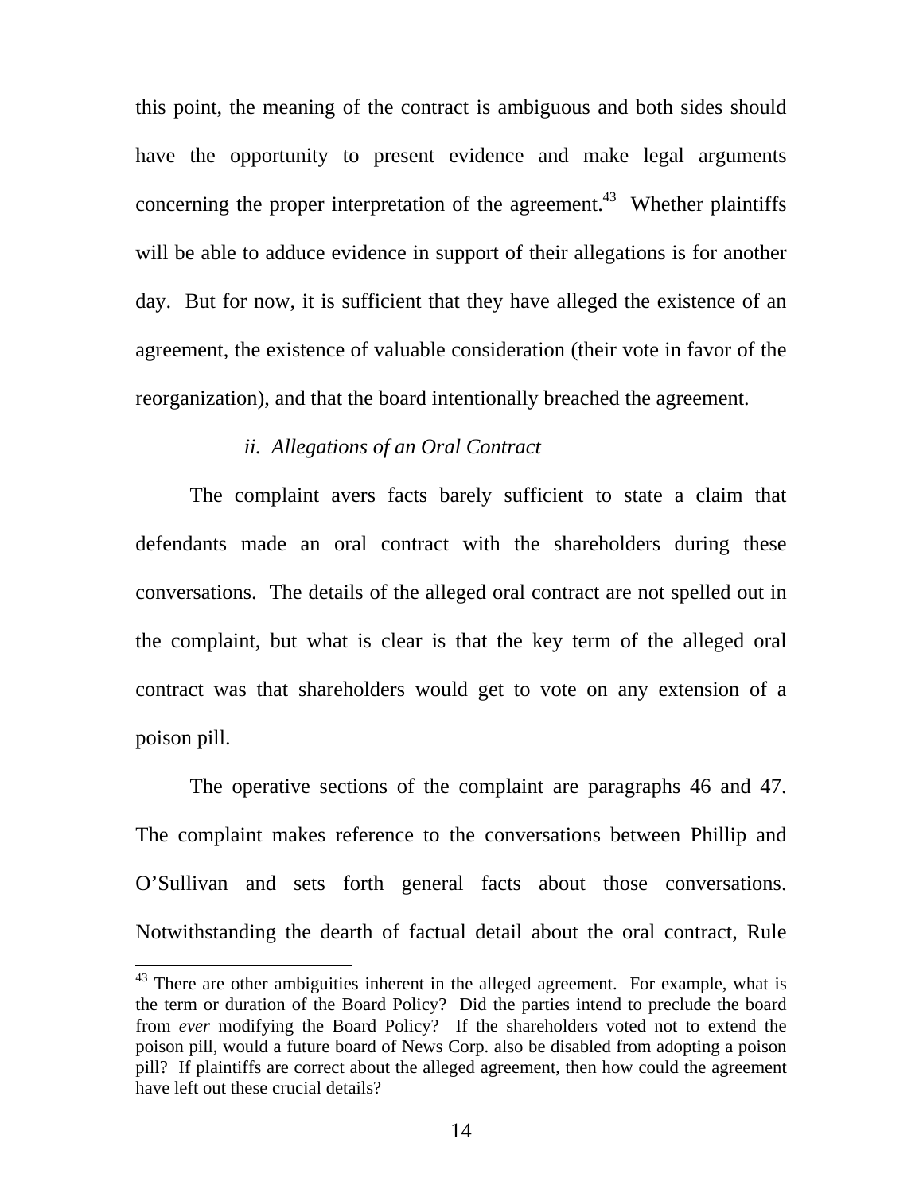this point, the meaning of the contract is ambiguous and both sides should have the opportunity to present evidence and make legal arguments concerning the proper interpretation of the agreement.[43] Whether plaintiffs will be able to adduce evidence in support of their allegations is for another day. But for now, it is sufficient that they have alleged the existence of an agreement, the existence of valuable consideration (their vote in favor of the reorganization), and that the board intentionally breached the agreement.

*ii. Allegations of an Oral Contract*

The complaint avers facts barely sufficient to state a claim that defendants made an oral contract with the shareholders during these conversations. The details of the alleged oral contract are not spelled out in the complaint, but what is clear is that the key term of the alleged oral contract was that shareholders would get to vote on any extension of a poison pill.

The operative sections of the complaint are paragraphs 46 and 47. The complaint makes reference to the conversations between Phillip and O'Sullivan and sets forth general facts about those conversations. Notwithstanding the dearth of factual detail about the oral contract, Rule

---

[43] There are other ambiguities inherent in the alleged agreement. For example, what is the term or duration of the Board Policy? Did the parties intend to preclude the board from *ever* modifying the Board Policy? If the shareholders voted not to extend the poison pill, would a future board of News Corp. also be disabled from adopting a poison pill? If plaintiffs are correct about the alleged agreement, then how could the agreement have left out these crucial details?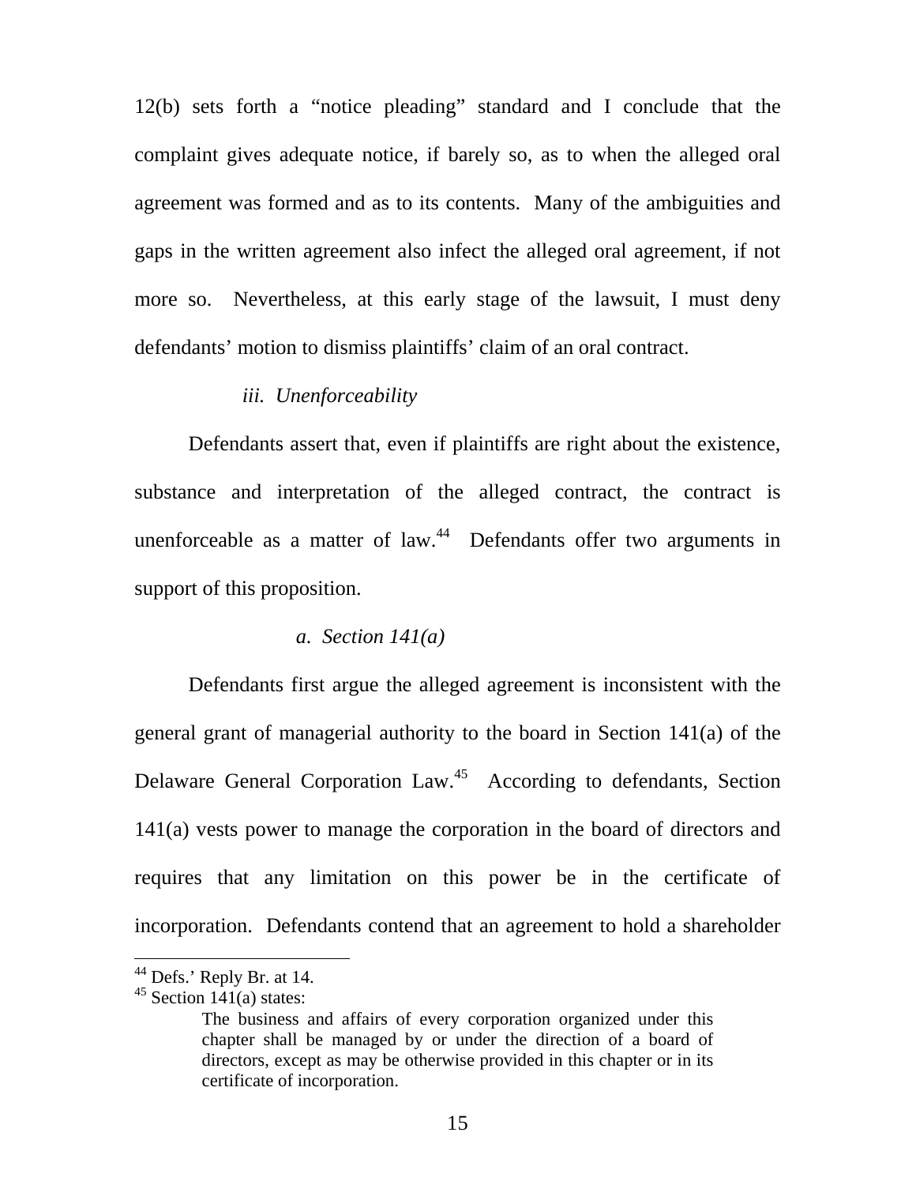12(b) sets forth a "notice pleading" standard and I conclude that the complaint gives adequate notice, if barely so, as to when the alleged oral agreement was formed and as to its contents. Many of the ambiguities and gaps in the written agreement also infect the alleged oral agreement, if not more so. Nevertheless, at this early stage of the lawsuit, I must deny defendants' motion to dismiss plaintiffs' claim of an oral contract.

*iii. Unenforceability*

Defendants assert that, even if plaintiffs are right about the existence, substance and interpretation of the alleged contract, the contract is unenforceable as a matter of law.[44] Defendants offer two arguments in support of this proposition.

*a. Section 141(a)*

Defendants first argue the alleged agreement is inconsistent with the general grant of managerial authority to the board in Section 141(a) of the Delaware General Corporation Law.[45] According to defendants, Section 141(a) vests power to manage the corporation in the board of directors and requires that any limitation on this power be in the certificate of incorporation. Defendants contend that an agreement to hold a shareholder

---

[44] Defs.' Reply Br. at 14.

[45] Section 141(a) states:

> The business and affairs of every corporation organized under this chapter shall be managed by or under the direction of a board of directors, except as may be otherwise provided in this chapter or in its certificate of incorporation.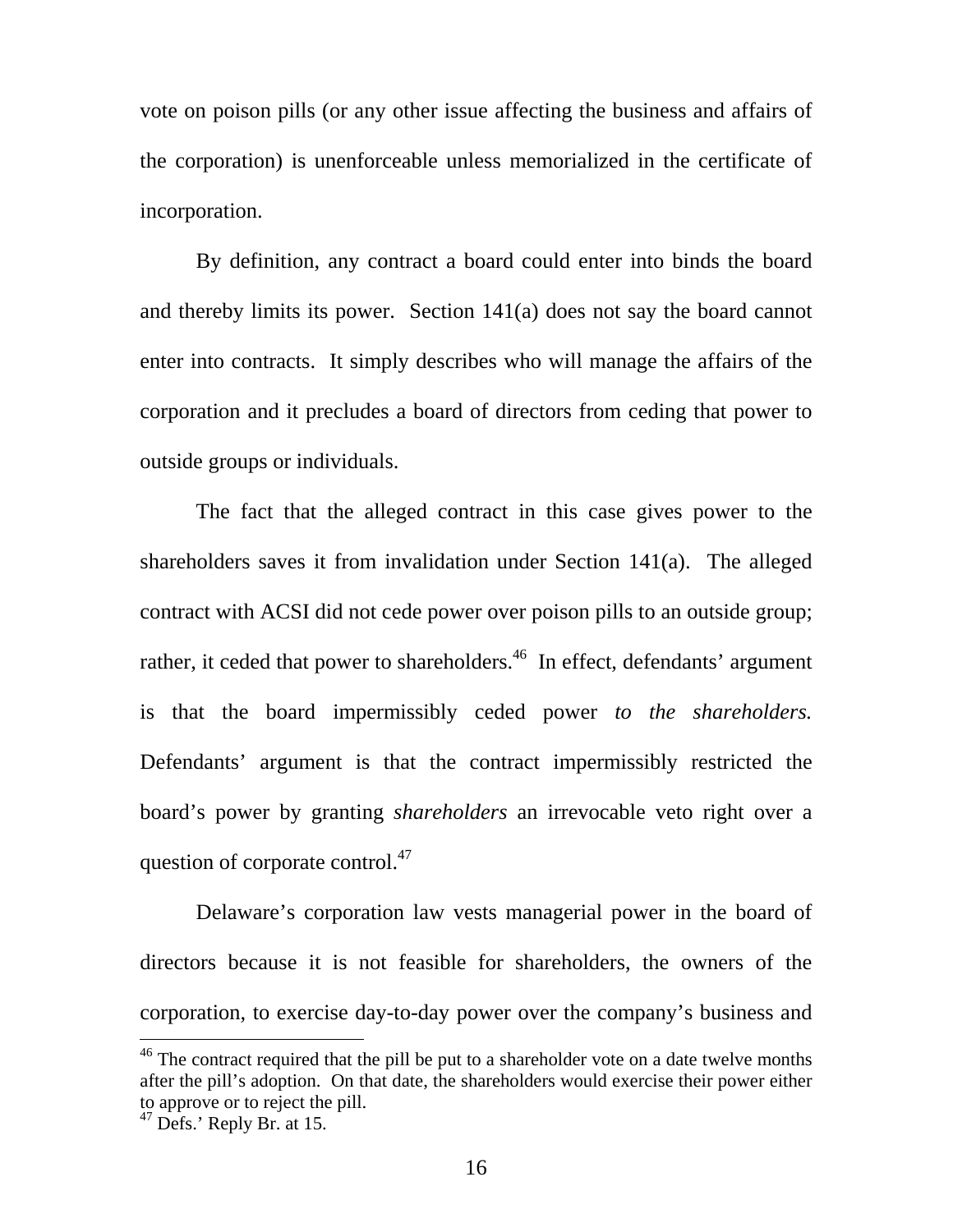vote on poison pills (or any other issue affecting the business and affairs of the corporation) is unenforceable unless memorialized in the certificate of incorporation.

By definition, any contract a board could enter into binds the board and thereby limits its power. Section 141(a) does not say the board cannot enter into contracts. It simply describes who will manage the affairs of the corporation and it precludes a board of directors from ceding that power to outside groups or individuals.

The fact that the alleged contract in this case gives power to the shareholders saves it from invalidation under Section 141(a). The alleged contract with ACSI did not cede power over poison pills to an outside group; rather, it ceded that power to shareholders.[46] In effect, defendants' argument is that the board impermissibly ceded power *to the shareholders.* Defendants' argument is that the contract impermissibly restricted the board's power by granting *shareholders* an irrevocable veto right over a question of corporate control.[47]

Delaware's corporation law vests managerial power in the board of directors because it is not feasible for shareholders, the owners of the corporation, to exercise day-to-day power over the company's business and

---

[46] The contract required that the pill be put to a shareholder vote on a date twelve months after the pill's adoption. On that date, the shareholders would exercise their power either to approve or to reject the pill.

[47] Defs.' Reply Br. at 15.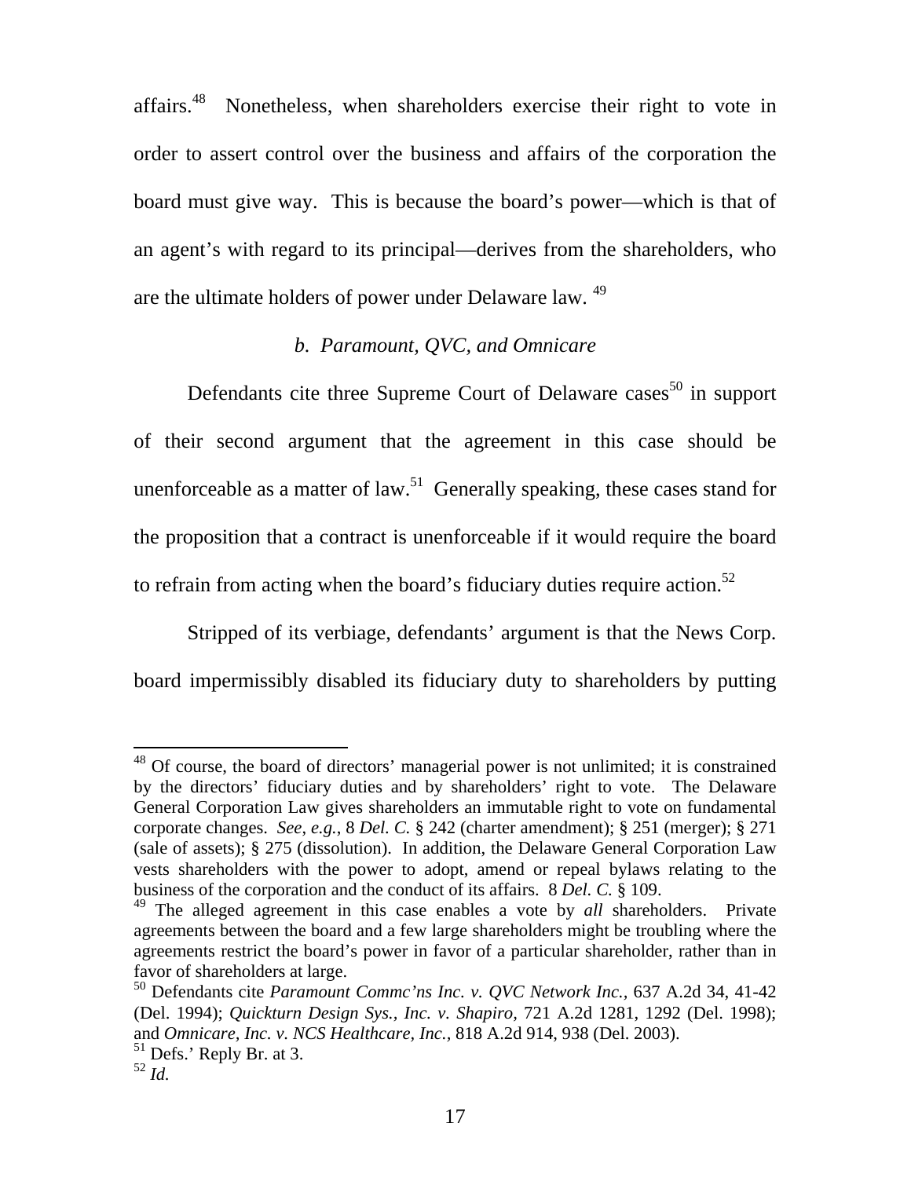affairs.[48] Nonetheless, when shareholders exercise their right to vote in order to assert control over the business and affairs of the corporation the board must give way. This is because the board's power—which is that of an agent's with regard to its principal—derives from the shareholders, who are the ultimate holders of power under Delaware law.[49]

*b. Paramount, QVC, and Omnicare*

Defendants cite three Supreme Court of Delaware cases[50] in support of their second argument that the agreement in this case should be unenforceable as a matter of law.[51] Generally speaking, these cases stand for the proposition that a contract is unenforceable if it would require the board to refrain from acting when the board's fiduciary duties require action.[52]

Stripped of its verbiage, defendants' argument is that the News Corp. board impermissibly disabled its fiduciary duty to shareholders by putting

---

[48] Of course, the board of directors' managerial power is not unlimited; it is constrained by the directors' fiduciary duties and by shareholders' right to vote. The Delaware General Corporation Law gives shareholders an immutable right to vote on fundamental corporate changes. *See, e.g.*, 8 *Del. C.* § 242 (charter amendment); § 251 (merger); § 271 (sale of assets); § 275 (dissolution). In addition, the Delaware General Corporation Law vests shareholders with the power to adopt, amend or repeal bylaws relating to the business of the corporation and the conduct of its affairs. 8 *Del. C.* § 109.

[49] The alleged agreement in this case enables a vote by *all* shareholders. Private agreements between the board and a few large shareholders might be troubling where the agreements restrict the board's power in favor of a particular shareholder, rather than in favor of shareholders at large.

[50] Defendants cite *Paramount Commc'ns Inc. v. QVC Network Inc.*, 637 A.2d 34, 41-42 (Del. 1994); *Quickturn Design Sys., Inc. v. Shapiro*, 721 A.2d 1281, 1292 (Del. 1998); and *Omnicare, Inc. v. NCS Healthcare, Inc.*, 818 A.2d 914, 938 (Del. 2003).

[51] Defs.' Reply Br. at 3.

[52] *Id.*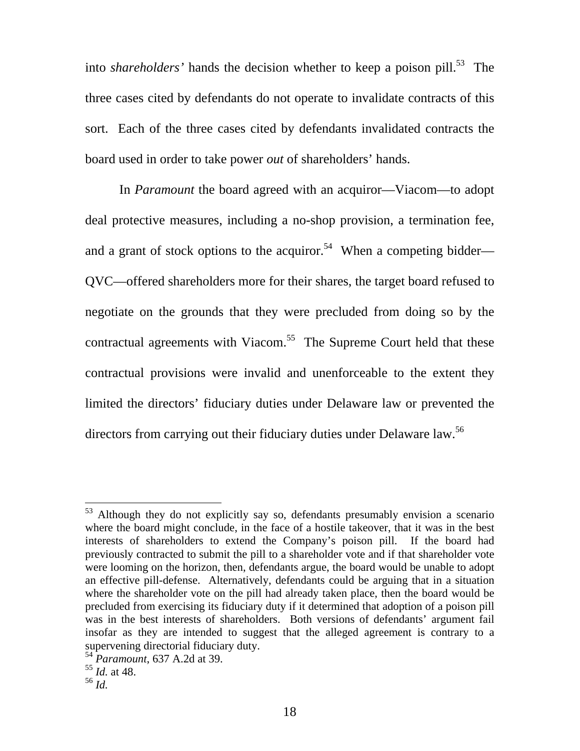into *shareholders'* hands the decision whether to keep a poison pill.[53] The three cases cited by defendants do not operate to invalidate contracts of this sort. Each of the three cases cited by defendants invalidated contracts the board used in order to take power *out* of shareholders' hands.

In *Paramount* the board agreed with an acquiror—Viacom—to adopt deal protective measures, including a no-shop provision, a termination fee, and a grant of stock options to the acquiror.[54] When a competing bidder—QVC—offered shareholders more for their shares, the target board refused to negotiate on the grounds that they were precluded from doing so by the contractual agreements with Viacom.[55] The Supreme Court held that these contractual provisions were invalid and unenforceable to the extent they limited the directors' fiduciary duties under Delaware law or prevented the directors from carrying out their fiduciary duties under Delaware law.[56]

---

[53] Although they do not explicitly say so, defendants presumably envision a scenario where the board might conclude, in the face of a hostile takeover, that it was in the best interests of shareholders to extend the Company's poison pill. If the board had previously contracted to submit the pill to a shareholder vote and if that shareholder vote were looming on the horizon, then, defendants argue, the board would be unable to adopt an effective pill-defense. Alternatively, defendants could be arguing that in a situation where the shareholder vote on the pill had already taken place, then the board would be precluded from exercising its fiduciary duty if it determined that adoption of a poison pill was in the best interests of shareholders. Both versions of defendants' argument fail insofar as they are intended to suggest that the alleged agreement is contrary to a supervening directorial fiduciary duty.

[54] *Paramount*, 637 A.2d at 39.

[55] *Id.* at 48.

[56] *Id.*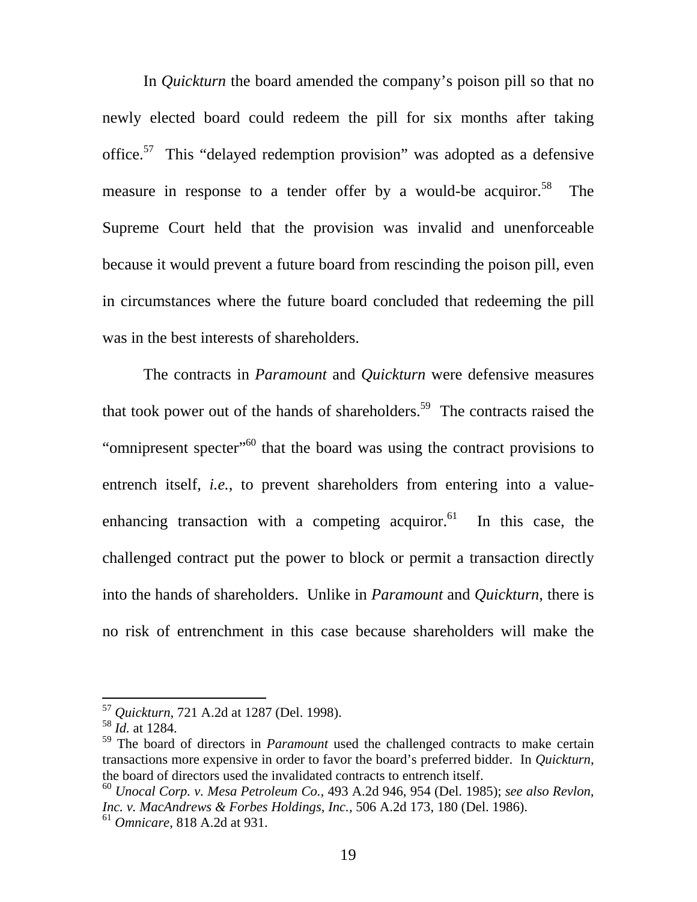In *Quickturn* the board amended the company's poison pill so that no newly elected board could redeem the pill for six months after taking office.[57] This "delayed redemption provision" was adopted as a defensive measure in response to a tender offer by a would-be acquiror.[58] The Supreme Court held that the provision was invalid and unenforceable because it would prevent a future board from rescinding the poison pill, even in circumstances where the future board concluded that redeeming the pill was in the best interests of shareholders.

The contracts in *Paramount* and *Quickturn* were defensive measures that took power out of the hands of shareholders.[59] The contracts raised the "omnipresent specter"[60] that the board was using the contract provisions to entrench itself, *i.e.*, to prevent shareholders from entering into a value-enhancing transaction with a competing acquiror.[61] In this case, the challenged contract put the power to block or permit a transaction directly into the hands of shareholders. Unlike in *Paramount* and *Quickturn*, there is no risk of entrenchment in this case because shareholders will make the

---

[57] *Quickturn*, 721 A.2d at 1287 (Del. 1998).

[58] *Id.* at 1284.

[59] The board of directors in *Paramount* used the challenged contracts to make certain transactions more expensive in order to favor the board's preferred bidder. In *Quickturn*, the board of directors used the invalidated contracts to entrench itself.

[60] *Unocal Corp. v. Mesa Petroleum Co.,* 493 A.2d 946, 954 (Del. 1985); *see also Revlon, Inc. v. MacAndrews & Forbes Holdings, Inc.,* 506 A.2d 173, 180 (Del. 1986).

[61] *Omnicare*, 818 A.2d at 931.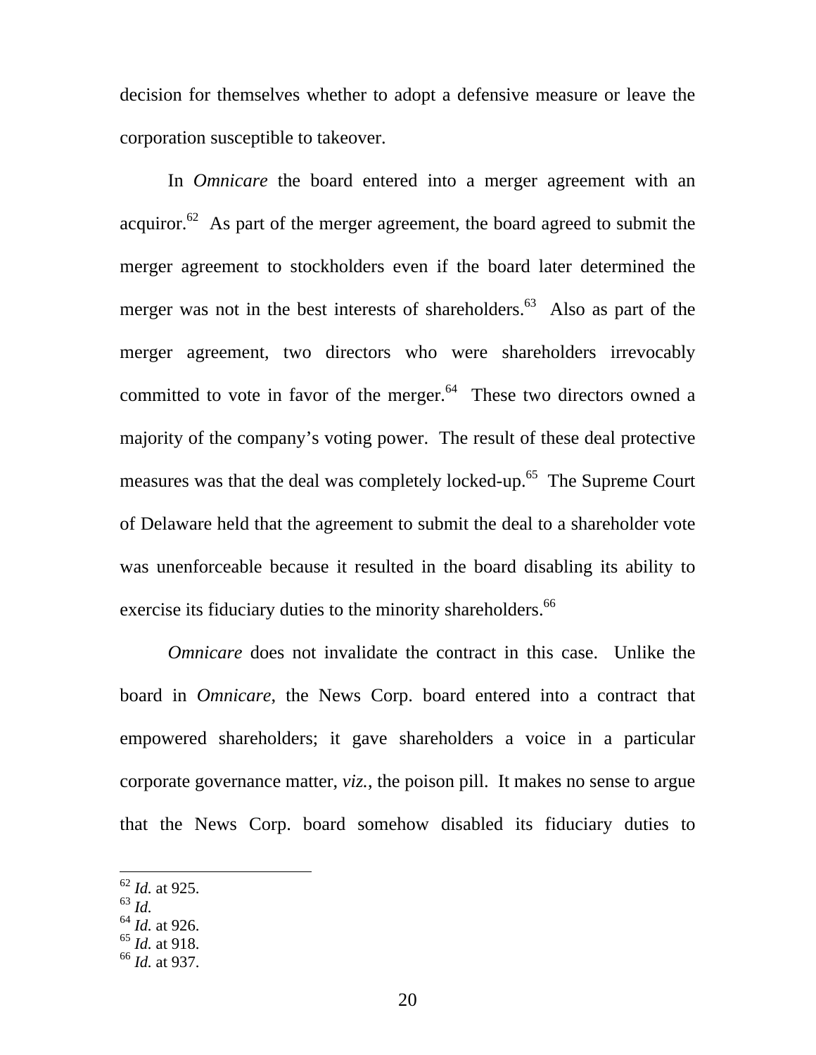decision for themselves whether to adopt a defensive measure or leave the corporation susceptible to takeover.

In *Omnicare* the board entered into a merger agreement with an acquiror.[62] As part of the merger agreement, the board agreed to submit the merger agreement to stockholders even if the board later determined the merger was not in the best interests of shareholders.[63] Also as part of the merger agreement, two directors who were shareholders irrevocably committed to vote in favor of the merger.[64] These two directors owned a majority of the company's voting power. The result of these deal protective measures was that the deal was completely locked-up.[65] The Supreme Court of Delaware held that the agreement to submit the deal to a shareholder vote was unenforceable because it resulted in the board disabling its ability to exercise its fiduciary duties to the minority shareholders.[66]

*Omnicare* does not invalidate the contract in this case. Unlike the board in *Omnicare*, the News Corp. board entered into a contract that empowered shareholders; it gave shareholders a voice in a particular corporate governance matter, *viz.*, the poison pill. It makes no sense to argue that the News Corp. board somehow disabled its fiduciary duties to

---

[62] *Id.* at 925.
[63] *Id.*
[64] *Id.* at 926.
[65] *Id.* at 918.
[66] *Id.* at 937.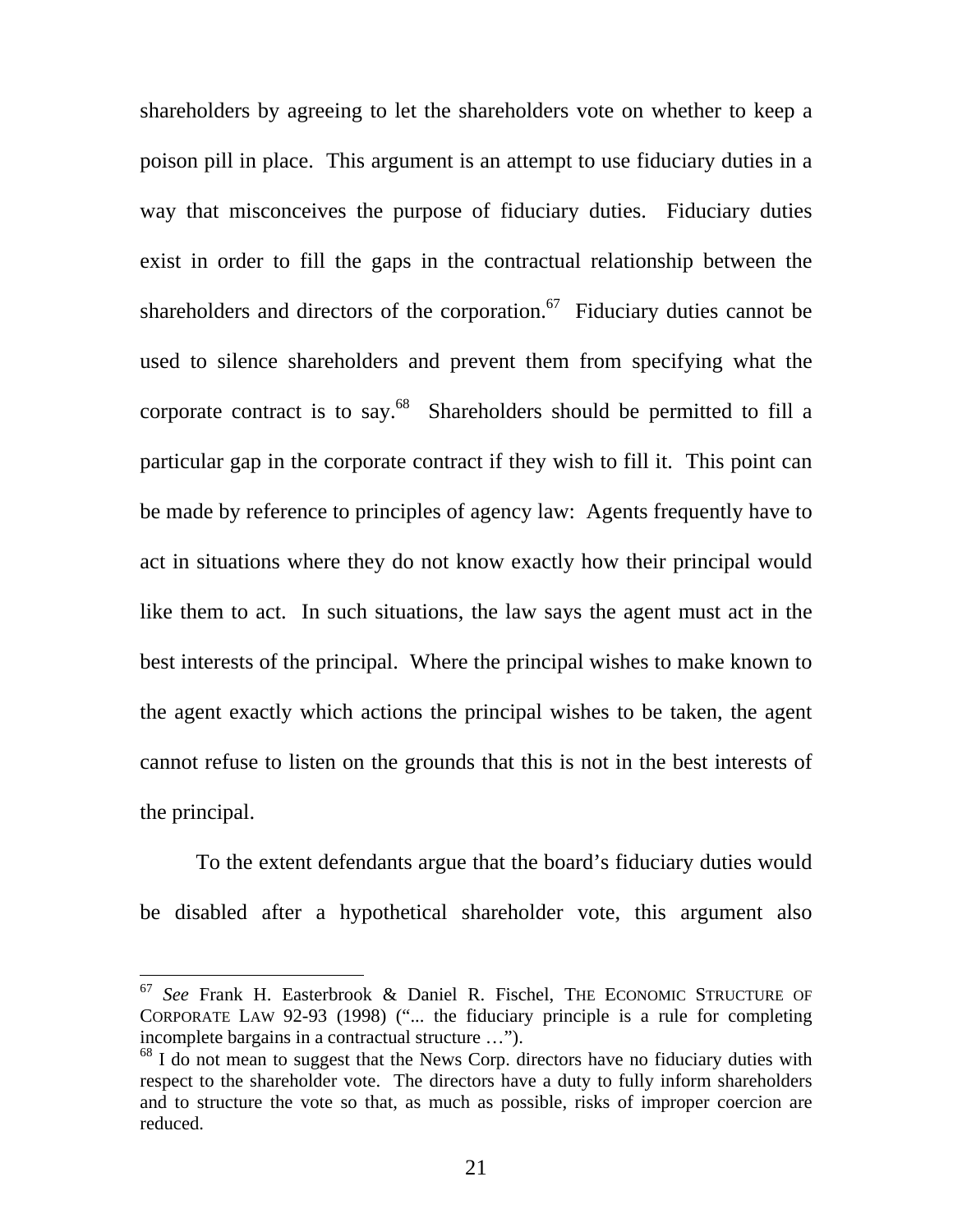shareholders by agreeing to let the shareholders vote on whether to keep a poison pill in place. This argument is an attempt to use fiduciary duties in a way that misconceives the purpose of fiduciary duties. Fiduciary duties exist in order to fill the gaps in the contractual relationship between the shareholders and directors of the corporation.[67] Fiduciary duties cannot be used to silence shareholders and prevent them from specifying what the corporate contract is to say.[68] Shareholders should be permitted to fill a particular gap in the corporate contract if they wish to fill it. This point can be made by reference to principles of agency law: Agents frequently have to act in situations where they do not know exactly how their principal would like them to act. In such situations, the law says the agent must act in the best interests of the principal. Where the principal wishes to make known to the agent exactly which actions the principal wishes to be taken, the agent cannot refuse to listen on the grounds that this is not in the best interests of the principal.

To the extent defendants argue that the board's fiduciary duties would be disabled after a hypothetical shareholder vote, this argument also

---

[67] *See* Frank H. Easterbrook & Daniel R. Fischel, THE ECONOMIC STRUCTURE OF CORPORATE LAW 92-93 (1998) ("... the fiduciary principle is a rule for completing incomplete bargains in a contractual structure …").

[68] I do not mean to suggest that the News Corp. directors have no fiduciary duties with respect to the shareholder vote. The directors have a duty to fully inform shareholders and to structure the vote so that, as much as possible, risks of improper coercion are reduced.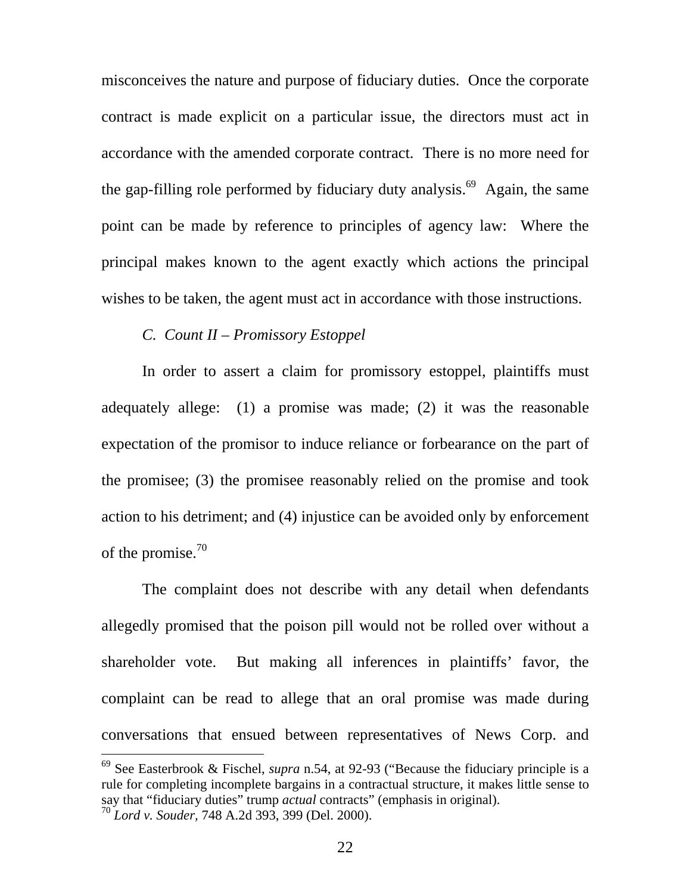misconceives the nature and purpose of fiduciary duties. Once the corporate contract is made explicit on a particular issue, the directors must act in accordance with the amended corporate contract. There is no more need for the gap-filling role performed by fiduciary duty analysis.[69] Again, the same point can be made by reference to principles of agency law: Where the principal makes known to the agent exactly which actions the principal wishes to be taken, the agent must act in accordance with those instructions.

### *C. Count II – Promissory Estoppel*

In order to assert a claim for promissory estoppel, plaintiffs must adequately allege: (1) a promise was made; (2) it was the reasonable expectation of the promisor to induce reliance or forbearance on the part of the promisee; (3) the promisee reasonably relied on the promise and took action to his detriment; and (4) injustice can be avoided only by enforcement of the promise.[70]

The complaint does not describe with any detail when defendants allegedly promised that the poison pill would not be rolled over without a shareholder vote. But making all inferences in plaintiffs' favor, the complaint can be read to allege that an oral promise was made during conversations that ensued between representatives of News Corp. and

---

[69] See Easterbrook & Fischel, *supra* n.54, at 92-93 ("Because the fiduciary principle is a rule for completing incomplete bargains in a contractual structure, it makes little sense to say that "fiduciary duties" trump *actual* contracts" (emphasis in original).

[70] *Lord v. Souder,* 748 A.2d 393, 399 (Del. 2000).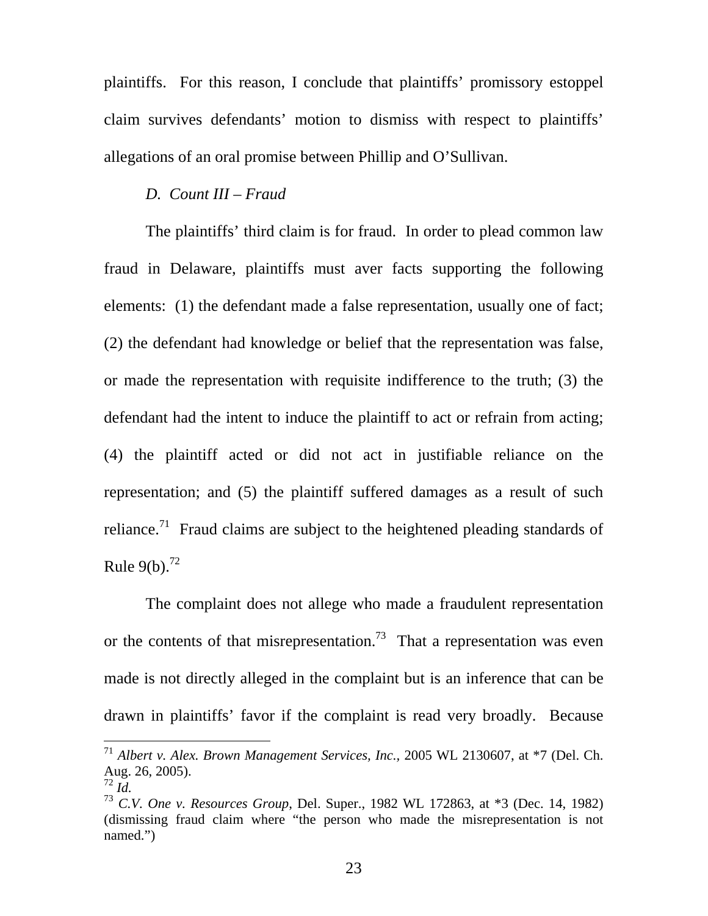plaintiffs. For this reason, I conclude that plaintiffs' promissory estoppel claim survives defendants' motion to dismiss with respect to plaintiffs' allegations of an oral promise between Phillip and O'Sullivan.

*D. Count III – Fraud*

The plaintiffs' third claim is for fraud. In order to plead common law fraud in Delaware, plaintiffs must aver facts supporting the following elements: (1) the defendant made a false representation, usually one of fact; (2) the defendant had knowledge or belief that the representation was false, or made the representation with requisite indifference to the truth; (3) the defendant had the intent to induce the plaintiff to act or refrain from acting; (4) the plaintiff acted or did not act in justifiable reliance on the representation; and (5) the plaintiff suffered damages as a result of such reliance.[71] Fraud claims are subject to the heightened pleading standards of Rule 9(b).[72]

The complaint does not allege who made a fraudulent representation or the contents of that misrepresentation.[73] That a representation was even made is not directly alleged in the complaint but is an inference that can be drawn in plaintiffs' favor if the complaint is read very broadly. Because

---

[71] *Albert v. Alex. Brown Management Services, Inc.*, 2005 WL 2130607, at *7 (Del. Ch. Aug. 26, 2005).

[72] *Id.*

[73] *C.V. One v. Resources Group*, Del. Super., 1982 WL 172863, at *3 (Dec. 14, 1982) (dismissing fraud claim where "the person who made the misrepresentation is not named.")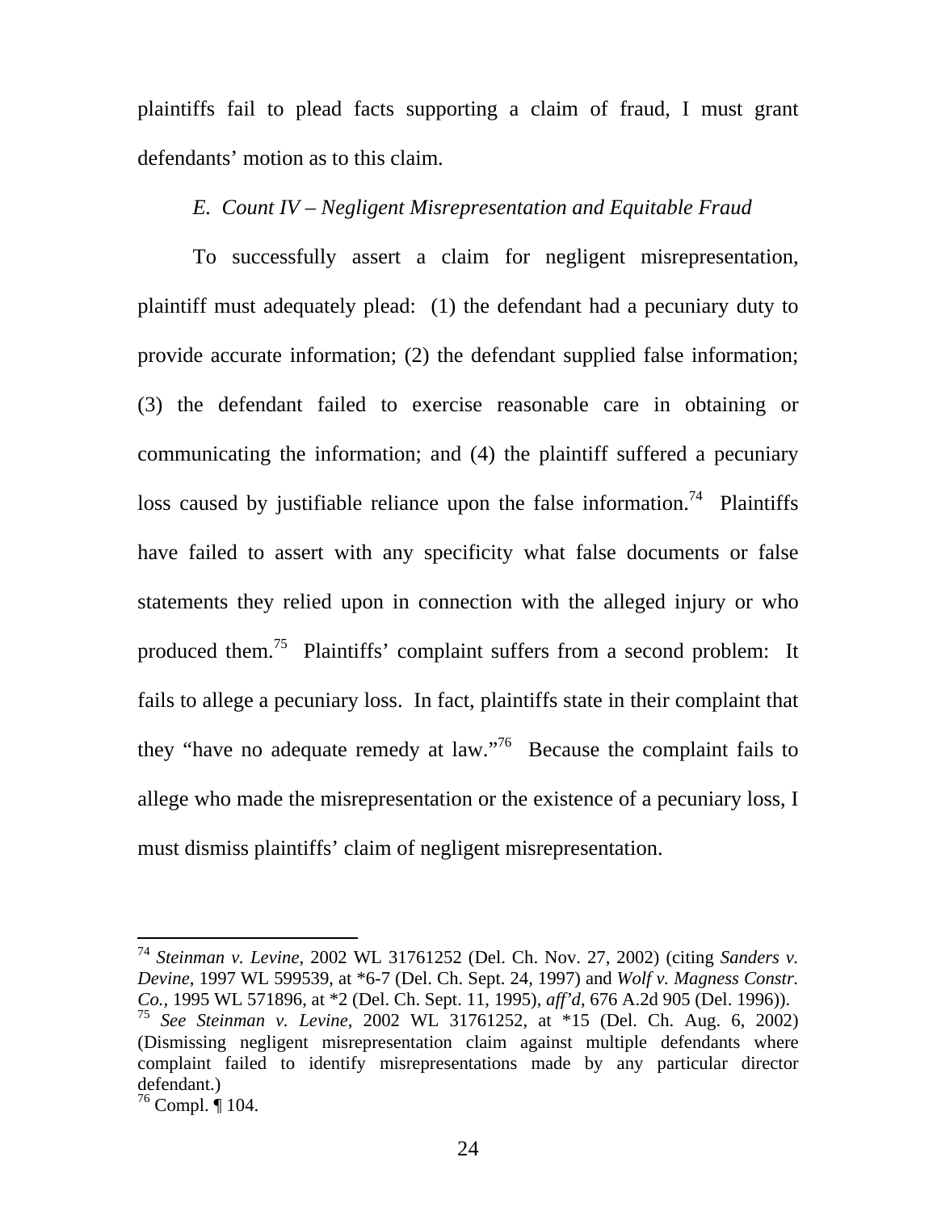plaintiffs fail to plead facts supporting a claim of fraud, I must grant defendants' motion as to this claim.

*E. Count IV – Negligent Misrepresentation and Equitable Fraud*

To successfully assert a claim for negligent misrepresentation, plaintiff must adequately plead: (1) the defendant had a pecuniary duty to provide accurate information; (2) the defendant supplied false information; (3) the defendant failed to exercise reasonable care in obtaining or communicating the information; and (4) the plaintiff suffered a pecuniary loss caused by justifiable reliance upon the false information.[74] Plaintiffs have failed to assert with any specificity what false documents or false statements they relied upon in connection with the alleged injury or who produced them.[75] Plaintiffs' complaint suffers from a second problem: It fails to allege a pecuniary loss. In fact, plaintiffs state in their complaint that they "have no adequate remedy at law."[76] Because the complaint fails to allege who made the misrepresentation or the existence of a pecuniary loss, I must dismiss plaintiffs' claim of negligent misrepresentation.

---

[74] *Steinman v. Levine*, 2002 WL 31761252 (Del. Ch. Nov. 27, 2002) (citing *Sanders v. Devine*, 1997 WL 599539, at *6-7 (Del. Ch. Sept. 24, 1997) and *Wolf v. Magness Constr. Co.*, 1995 WL 571896, at *2 (Del. Ch. Sept. 11, 1995), *aff'd*, 676 A.2d 905 (Del. 1996)).

[75] *See Steinman v. Levine*, 2002 WL 31761252, at *15 (Del. Ch. Aug. 6, 2002) (Dismissing negligent misrepresentation claim against multiple defendants where complaint failed to identify misrepresentations made by any particular director defendant.)

[76] Compl. ¶ 104.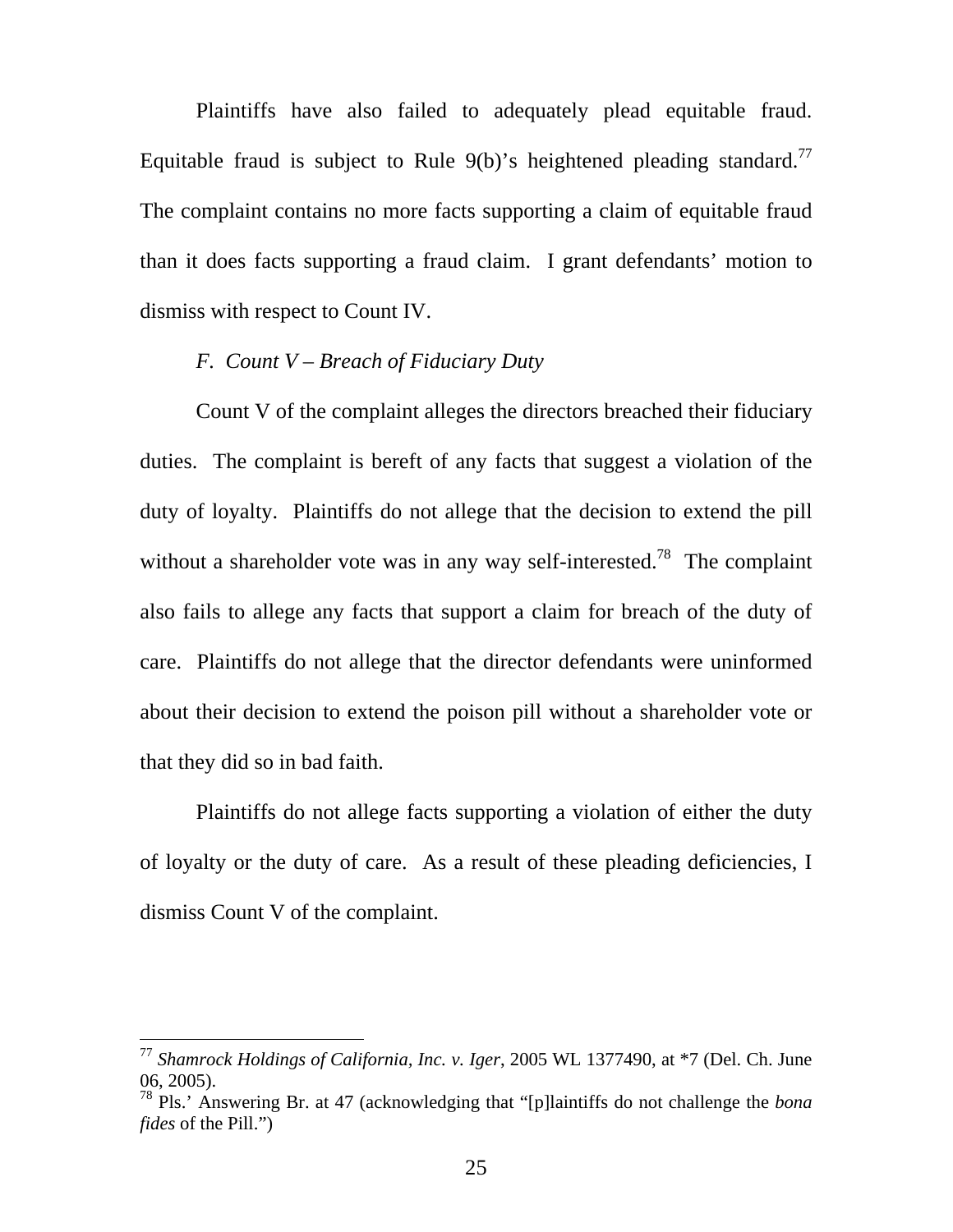Plaintiffs have also failed to adequately plead equitable fraud. Equitable fraud is subject to Rule 9(b)'s heightened pleading standard.[77] The complaint contains no more facts supporting a claim of equitable fraud than it does facts supporting a fraud claim. I grant defendants' motion to dismiss with respect to Count IV.

*F. Count V – Breach of Fiduciary Duty*

Count V of the complaint alleges the directors breached their fiduciary duties. The complaint is bereft of any facts that suggest a violation of the duty of loyalty. Plaintiffs do not allege that the decision to extend the pill without a shareholder vote was in any way self-interested.[78] The complaint also fails to allege any facts that support a claim for breach of the duty of care. Plaintiffs do not allege that the director defendants were uninformed about their decision to extend the poison pill without a shareholder vote or that they did so in bad faith.

Plaintiffs do not allege facts supporting a violation of either the duty of loyalty or the duty of care. As a result of these pleading deficiencies, I dismiss Count V of the complaint.

---

[77] *Shamrock Holdings of California, Inc. v. Iger*, 2005 WL 1377490, at *7 (Del. Ch. June 06, 2005).

[78] Pls.' Answering Br. at 47 (acknowledging that "[p]laintiffs do not challenge the *bona fides* of the Pill.")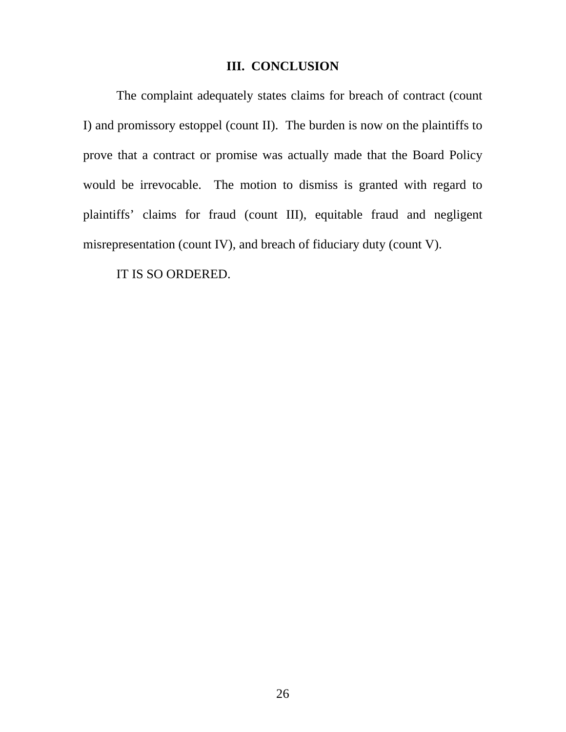## III. CONCLUSION

The complaint adequately states claims for breach of contract (count I) and promissory estoppel (count II). The burden is now on the plaintiffs to prove that a contract or promise was actually made that the Board Policy would be irrevocable. The motion to dismiss is granted with regard to plaintiffs' claims for fraud (count III), equitable fraud and negligent misrepresentation (count IV), and breach of fiduciary duty (count V).

IT IS SO ORDERED.